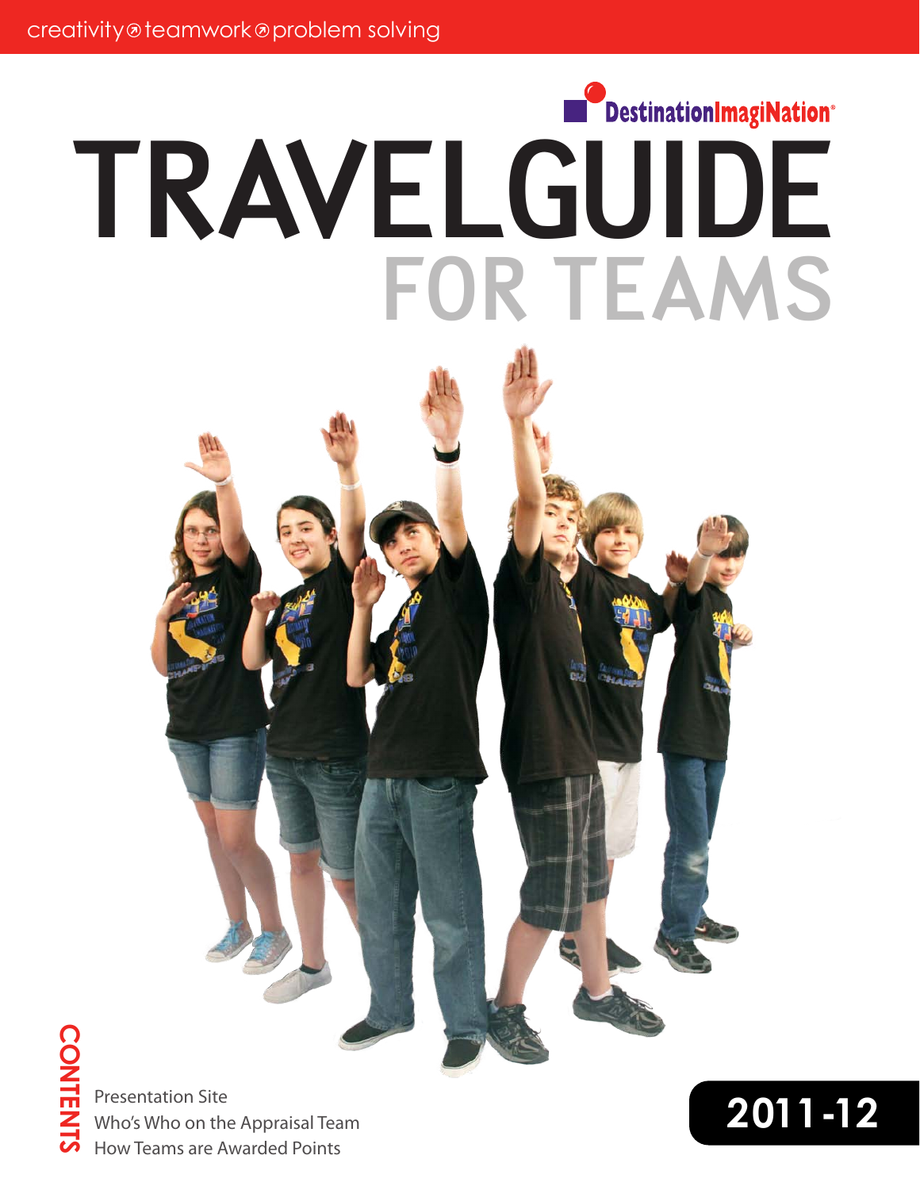creativity ⊘ teamwork ⊘ problem solving

DestinationImagiNation®

# TRAVELGUIDE FOR TEAMS

**CONTENTS**

- Presentation Site
- Who's Who on the Appraisal Team
- How Teams are Awarded Points

**2011-12**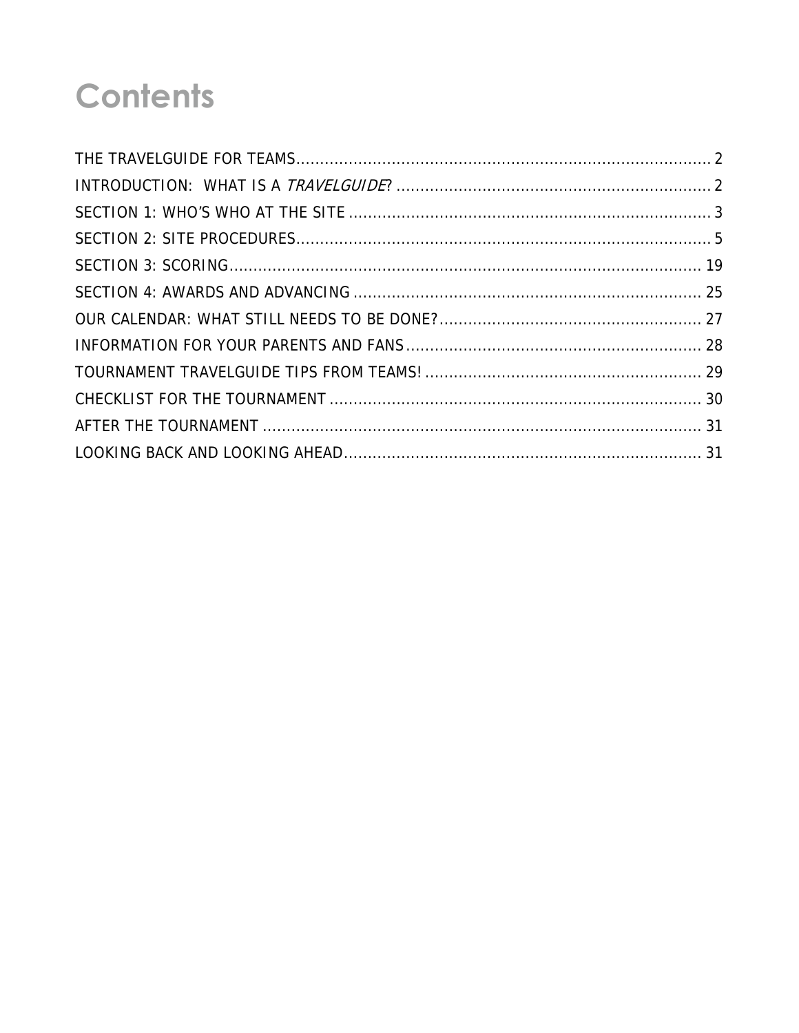# Contents

THE TRAVELGUIDE FOR TEAMS ........................................................................................ 2
INTRODUCTION: WHAT IS A *TRAVELGUIDE*? .................................................................. 2
SECTION 1: WHO'S WHO AT THE SITE ........................................................................... 3
SECTION 2: SITE PROCEDURES........................................................................................ 5
SECTION 3: SCORING...................................................................................................... 19
SECTION 4: AWARDS AND ADVANCING ......................................................................... 25
OUR CALENDAR: WHAT STILL NEEDS TO BE DONE?........................................................ 27
INFORMATION FOR YOUR PARENTS AND FANS .............................................................. 28
TOURNAMENT TRAVELGUIDE TIPS FROM TEAMS! ........................................................... 29
CHECKLIST FOR THE TOURNAMENT ............................................................................... 30
AFTER THE TOURNAMENT ............................................................................................. 31
LOOKING BACK AND LOOKING AHEAD........................................................................... 31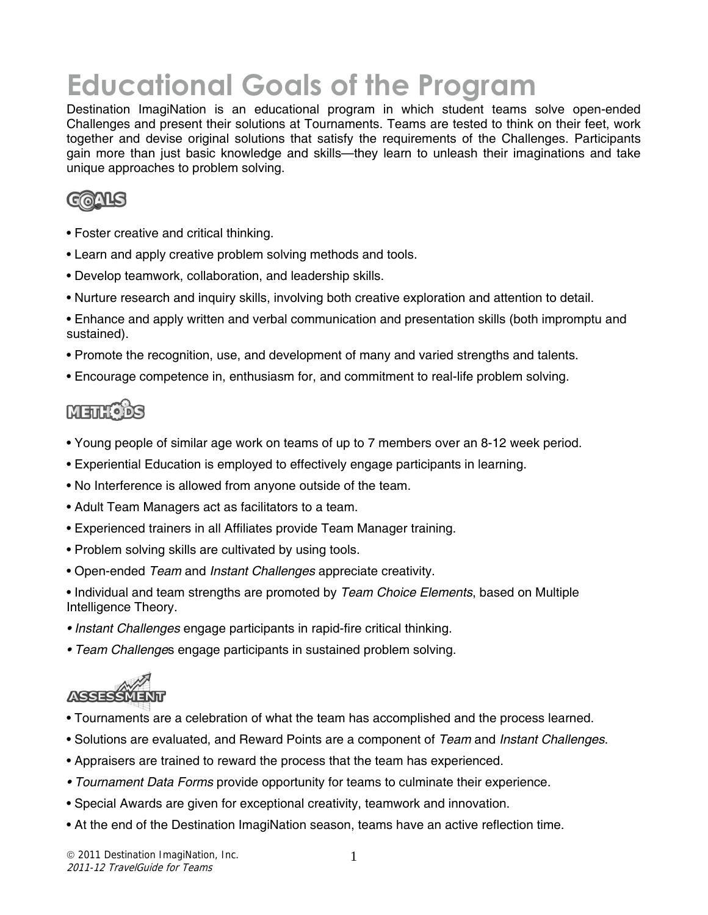# Educational Goals of the Program

Destination ImagiNation is an educational program in which student teams solve open-ended Challenges and present their solutions at Tournaments. Teams are tested to think on their feet, work together and devise original solutions that satisfy the requirements of the Challenges. Participants gain more than just basic knowledge and skills—they learn to unleash their imaginations and take unique approaches to problem solving.

## GOALS

- Foster creative and critical thinking.
- Learn and apply creative problem solving methods and tools.
- Develop teamwork, collaboration, and leadership skills.
- Nurture research and inquiry skills, involving both creative exploration and attention to detail.
- Enhance and apply written and verbal communication and presentation skills (both impromptu and sustained).
- Promote the recognition, use, and development of many and varied strengths and talents.
- Encourage competence in, enthusiasm for, and commitment to real-life problem solving.

## METHODS

- Young people of similar age work on teams of up to 7 members over an 8-12 week period.
- Experiential Education is employed to effectively engage participants in learning.
- No Interference is allowed from anyone outside of the team.
- Adult Team Managers act as facilitators to a team.
- Experienced trainers in all Affiliates provide Team Manager training.
- Problem solving skills are cultivated by using tools.
- Open-ended *Team* and *Instant Challenges* appreciate creativity.
- Individual and team strengths are promoted by *Team Choice Elements*, based on Multiple Intelligence Theory.
- *Instant Challenges* engage participants in rapid-fire critical thinking.
- *Team Challenge*s engage participants in sustained problem solving.

## ASSESSMENT

- Tournaments are a celebration of what the team has accomplished and the process learned.
- Solutions are evaluated, and Reward Points are a component of *Team* and *Instant Challenges*.
- Appraisers are trained to reward the process that the team has experienced.
- *Tournament Data Forms* provide opportunity for teams to culminate their experience.
- Special Awards are given for exceptional creativity, teamwork and innovation.
- At the end of the Destination ImagiNation season, teams have an active reflection time.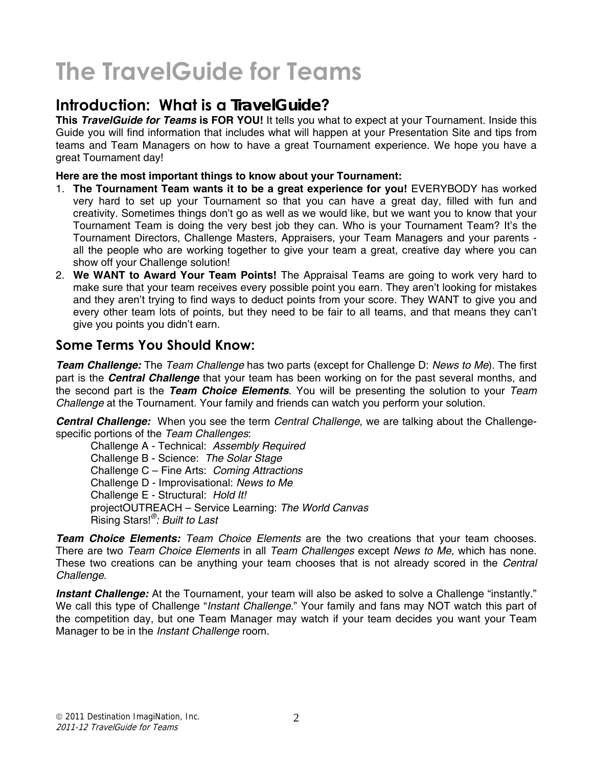# The TravelGuide for Teams

## Introduction: What is a *TravelGuide*?

**This *TravelGuide for Teams* is FOR YOU!** It tells you what to expect at your Tournament. Inside this Guide you will find information that includes what will happen at your Presentation Site and tips from teams and Team Managers on how to have a great Tournament experience. We hope you have a great Tournament day!

**Here are the most important things to know about your Tournament:**

1. **The Tournament Team wants it to be a great experience for you!** EVERYBODY has worked very hard to set up your Tournament so that you can have a great day, filled with fun and creativity. Sometimes things don't go as well as we would like, but we want you to know that your Tournament Team is doing the very best job they can. Who is your Tournament Team? It's the Tournament Directors, Challenge Masters, Appraisers, your Team Managers and your parents - all the people who are working together to give your team a great, creative day where you can show off your Challenge solution!
2. **We WANT to Award Your Team Points!** The Appraisal Teams are going to work very hard to make sure that your team receives every possible point you earn. They aren't looking for mistakes and they aren't trying to find ways to deduct points from your score. They WANT to give you and every other team lots of points, but they need to be fair to all teams, and that means they can't give you points you didn't earn.

## Some Terms You Should Know:

***Team Challenge:*** The *Team Challenge* has two parts (except for Challenge D: *News to Me*). The first part is the ***Central Challenge*** that your team has been working on for the past several months, and the second part is the ***Team Choice Elements***. You will be presenting the solution to your *Team Challenge* at the Tournament. Your family and friends can watch you perform your solution.

***Central Challenge:*** When you see the term *Central Challenge,* we are talking about the Challenge-specific portions of the *Team Challenges*:

- Challenge A - Technical: *Assembly Required*
- Challenge B - Science: *The Solar Stage*
- Challenge C – Fine Arts: *Coming Attractions*
- Challenge D - Improvisational: *News to Me*
- Challenge E - Structural: *Hold It!*
- projectOUTREACH – Service Learning: *The World Canvas*
- Rising Stars!®*: Built to Last*

***Team Choice Elements:*** *Team Choice Elements* are the two creations that your team chooses. There are two *Team Choice Elements* in all *Team Challenges* except *News to Me,* which has none. These two creations can be anything your team chooses that is not already scored in the *Central Challenge*.

***Instant Challenge:*** At the Tournament, your team will also be asked to solve a Challenge "instantly." We call this type of Challenge "*Instant Challenge*." Your family and fans may NOT watch this part of the competition day, but one Team Manager may watch if your team decides you want your Team Manager to be in the *Instant Challenge* room.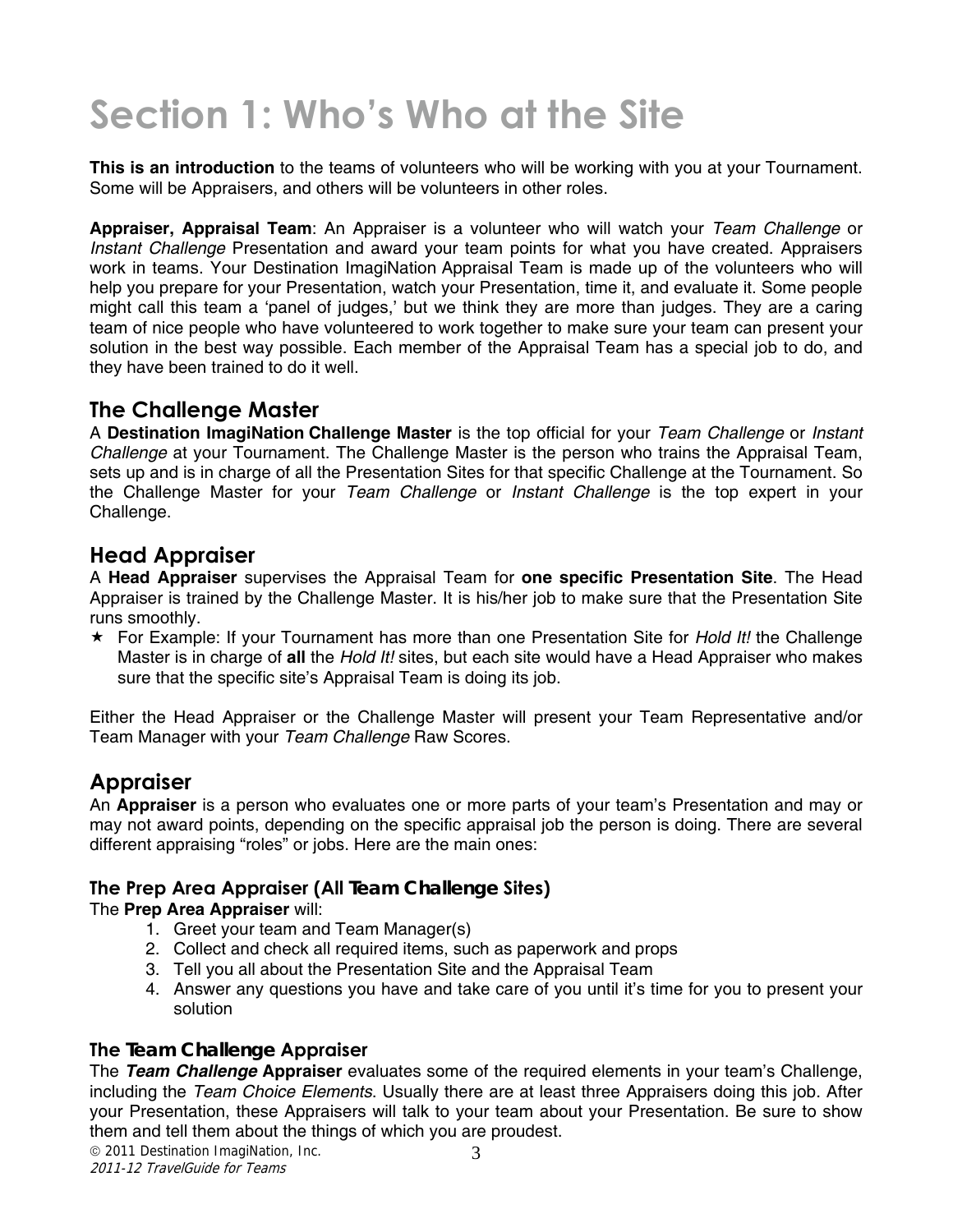# Section 1: Who's Who at the Site

**This is an introduction** to the teams of volunteers who will be working with you at your Tournament. Some will be Appraisers, and others will be volunteers in other roles.

**Appraiser, Appraisal Team**: An Appraiser is a volunteer who will watch your *Team Challenge* or *Instant Challenge* Presentation and award your team points for what you have created. Appraisers work in teams. Your Destination ImagiNation Appraisal Team is made up of the volunteers who will help you prepare for your Presentation, watch your Presentation, time it, and evaluate it. Some people might call this team a 'panel of judges,' but we think they are more than judges. They are a caring team of nice people who have volunteered to work together to make sure your team can present your solution in the best way possible. Each member of the Appraisal Team has a special job to do, and they have been trained to do it well.

## The Challenge Master

A **Destination ImagiNation Challenge Master** is the top official for your *Team Challenge* or *Instant Challenge* at your Tournament. The Challenge Master is the person who trains the Appraisal Team, sets up and is in charge of all the Presentation Sites for that specific Challenge at the Tournament. So the Challenge Master for your *Team Challenge* or *Instant Challenge* is the top expert in your Challenge.

## Head Appraiser

A **Head Appraiser** supervises the Appraisal Team for **one specific Presentation Site**. The Head Appraiser is trained by the Challenge Master. It is his/her job to make sure that the Presentation Site runs smoothly.

- For Example: If your Tournament has more than one Presentation Site for *Hold It!* the Challenge Master is in charge of **all** the *Hold It!* sites, but each site would have a Head Appraiser who makes sure that the specific site's Appraisal Team is doing its job.

Either the Head Appraiser or the Challenge Master will present your Team Representative and/or Team Manager with your *Team Challenge* Raw Scores.

## Appraiser

An **Appraiser** is a person who evaluates one or more parts of your team's Presentation and may or may not award points, depending on the specific appraisal job the person is doing. There are several different appraising "roles" or jobs. Here are the main ones:

### The Prep Area Appraiser (All *Team Challenge* Sites)

The **Prep Area Appraiser** will:

1. Greet your team and Team Manager(s)
2. Collect and check all required items, such as paperwork and props
3. Tell you all about the Presentation Site and the Appraisal Team
4. Answer any questions you have and take care of you until it's time for you to present your solution

### The *Team Challenge* Appraiser

The ***Team Challenge*** **Appraiser** evaluates some of the required elements in your team's Challenge, including the *Team Choice Elements*. Usually there are at least three Appraisers doing this job. After your Presentation, these Appraisers will talk to your team about your Presentation. Be sure to show them and tell them about the things of which you are proudest.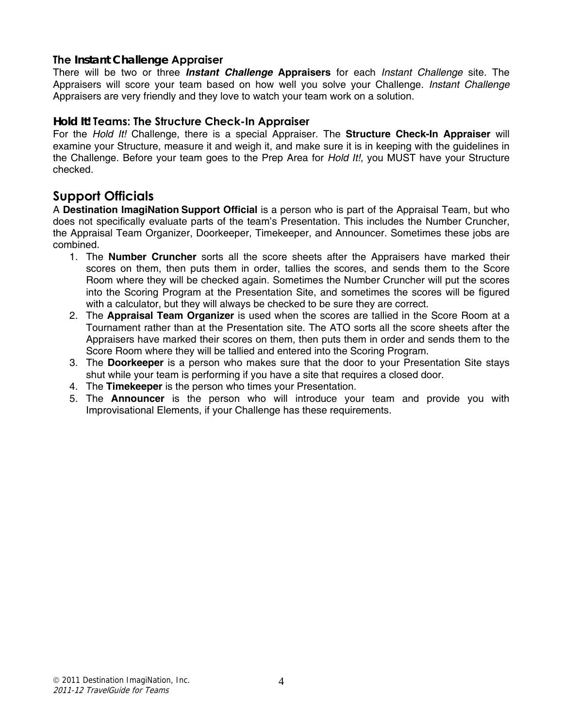### The *Instant Challenge* Appraiser

There will be two or three ***Instant Challenge* Appraisers** for each *Instant Challenge* site. The Appraisers will score your team based on how well you solve your Challenge. *Instant Challenge* Appraisers are very friendly and they love to watch your team work on a solution.

### *Hold It!* Teams: The Structure Check-In Appraiser

For the *Hold It!* Challenge, there is a special Appraiser. The **Structure Check-In Appraiser** will examine your Structure, measure it and weigh it, and make sure it is in keeping with the guidelines in the Challenge. Before your team goes to the Prep Area for *Hold It!*, you MUST have your Structure checked.

## Support Officials

A **Destination ImagiNation Support Official** is a person who is part of the Appraisal Team, but who does not specifically evaluate parts of the team's Presentation. This includes the Number Cruncher, the Appraisal Team Organizer, Doorkeeper, Timekeeper, and Announcer. Sometimes these jobs are combined.

1. The **Number Cruncher** sorts all the score sheets after the Appraisers have marked their scores on them, then puts them in order, tallies the scores, and sends them to the Score Room where they will be checked again. Sometimes the Number Cruncher will put the scores into the Scoring Program at the Presentation Site, and sometimes the scores will be figured with a calculator, but they will always be checked to be sure they are correct.
2. The **Appraisal Team Organizer** is used when the scores are tallied in the Score Room at a Tournament rather than at the Presentation site. The ATO sorts all the score sheets after the Appraisers have marked their scores on them, then puts them in order and sends them to the Score Room where they will be tallied and entered into the Scoring Program.
3. The **Doorkeeper** is a person who makes sure that the door to your Presentation Site stays shut while your team is performing if you have a site that requires a closed door.
4. The **Timekeeper** is the person who times your Presentation.
5. The **Announcer** is the person who will introduce your team and provide you with Improvisational Elements, if your Challenge has these requirements.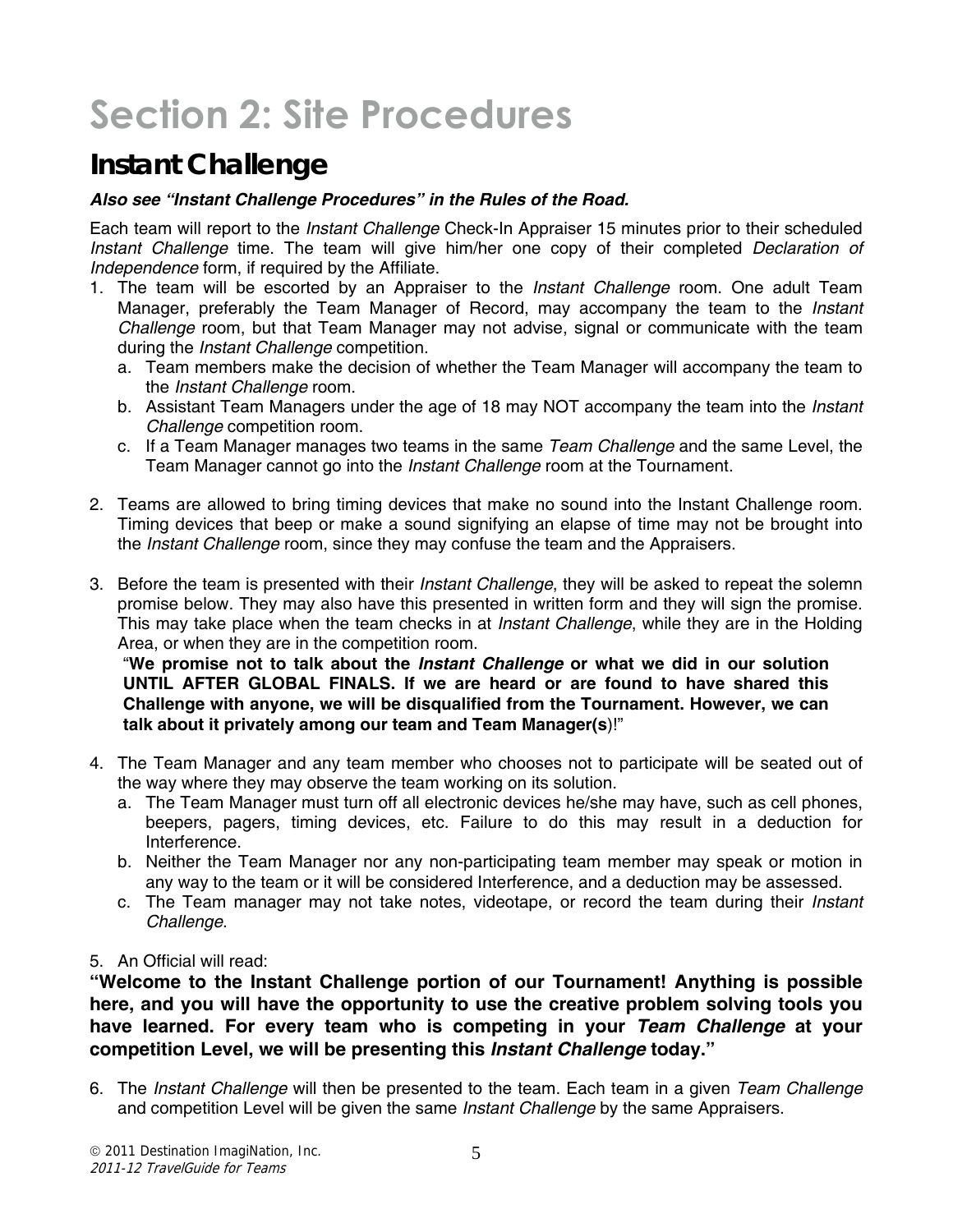# Section 2: Site Procedures

## Instant Challenge

***Also see "Instant Challenge Procedures" in the Rules of the Road.***

Each team will report to the *Instant Challenge* Check-In Appraiser 15 minutes prior to their scheduled *Instant Challenge* time. The team will give him/her one copy of their completed *Declaration of Independence* form, if required by the Affiliate.

1. The team will be escorted by an Appraiser to the *Instant Challenge* room. One adult Team Manager, preferably the Team Manager of Record, may accompany the team to the *Instant Challenge* room, but that Team Manager may not advise, signal or communicate with the team during the *Instant Challenge* competition.
   a. Team members make the decision of whether the Team Manager will accompany the team to the *Instant Challenge* room.
   b. Assistant Team Managers under the age of 18 may NOT accompany the team into the *Instant Challenge* competition room.
   c. If a Team Manager manages two teams in the same *Team Challenge* and the same Level, the Team Manager cannot go into the *Instant Challenge* room at the Tournament.

2. Teams are allowed to bring timing devices that make no sound into the Instant Challenge room. Timing devices that beep or make a sound signifying an elapse of time may not be brought into the *Instant Challenge* room, since they may confuse the team and the Appraisers.

3. Before the team is presented with their *Instant Challenge*, they will be asked to repeat the solemn promise below. They may also have this presented in written form and they will sign the promise. This may take place when the team checks in at *Instant Challenge*, while they are in the Holding Area, or when they are in the competition room.
   "**We promise not to talk about the *Instant Challenge* or what we did in our solution UNTIL AFTER GLOBAL FINALS. If we are heard or are found to have shared this Challenge with anyone, we will be disqualified from the Tournament. However, we can talk about it privately among our team and Team Manager(s)**!"

4. The Team Manager and any team member who chooses not to participate will be seated out of the way where they may observe the team working on its solution.
   a. The Team Manager must turn off all electronic devices he/she may have, such as cell phones, beepers, pagers, timing devices, etc. Failure to do this may result in a deduction for Interference.
   b. Neither the Team Manager nor any non-participating team member may speak or motion in any way to the team or it will be considered Interference, and a deduction may be assessed.
   c. The Team manager may not take notes, videotape, or record the team during their *Instant Challenge*.

5. An Official will read:

**"Welcome to the Instant Challenge portion of our Tournament! Anything is possible here, and you will have the opportunity to use the creative problem solving tools you have learned. For every team who is competing in your *Team Challenge* at your competition Level, we will be presenting this *Instant Challenge* today."**

6. The *Instant Challenge* will then be presented to the team. Each team in a given *Team Challenge* and competition Level will be given the same *Instant Challenge* by the same Appraisers.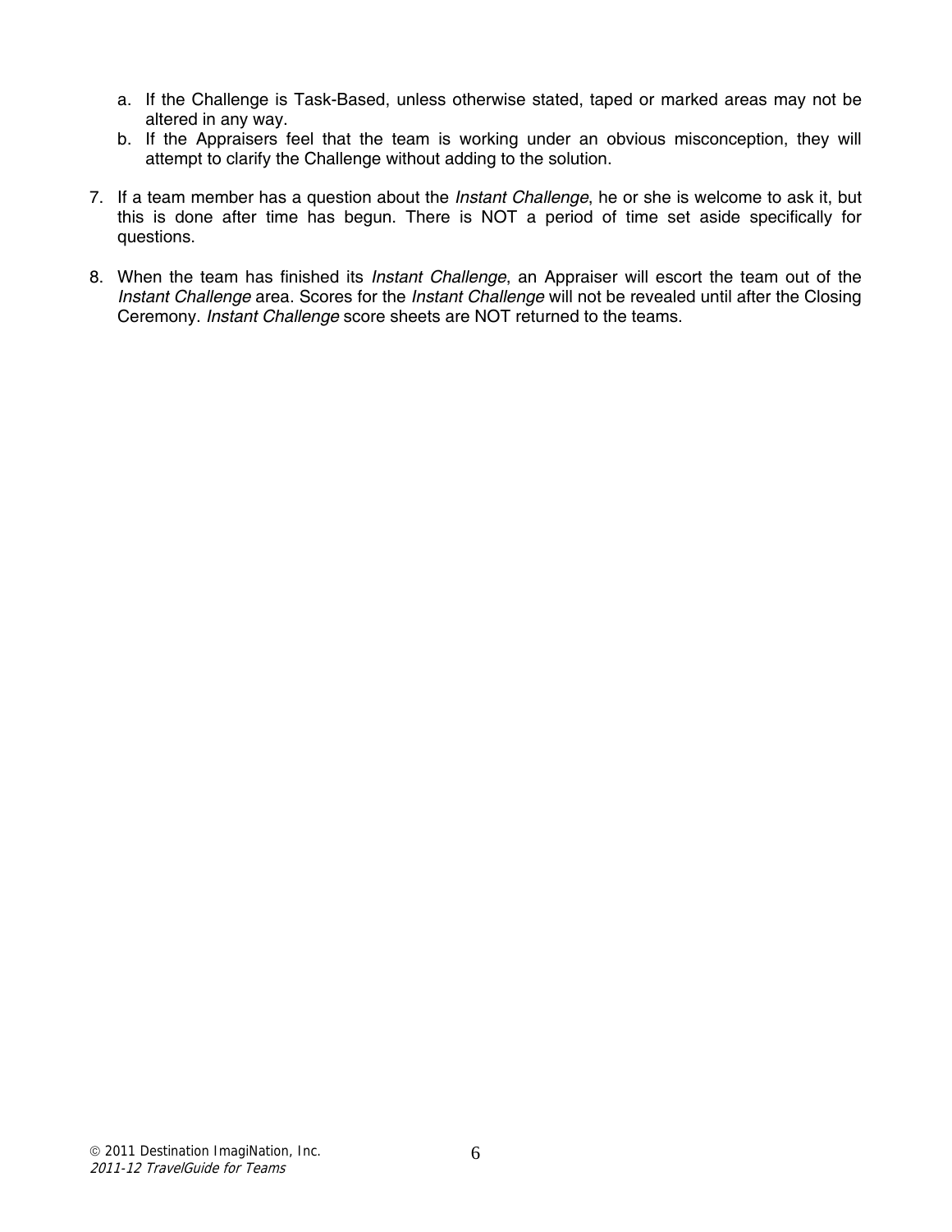a. If the Challenge is Task-Based, unless otherwise stated, taped or marked areas may not be altered in any way.
   b. If the Appraisers feel that the team is working under an obvious misconception, they will attempt to clarify the Challenge without adding to the solution.

7. If a team member has a question about the *Instant Challenge*, he or she is welcome to ask it, but this is done after time has begun. There is NOT a period of time set aside specifically for questions.

8. When the team has finished its *Instant Challenge*, an Appraiser will escort the team out of the *Instant Challenge* area. Scores for the *Instant Challenge* will not be revealed until after the Closing Ceremony. *Instant Challenge* score sheets are NOT returned to the teams.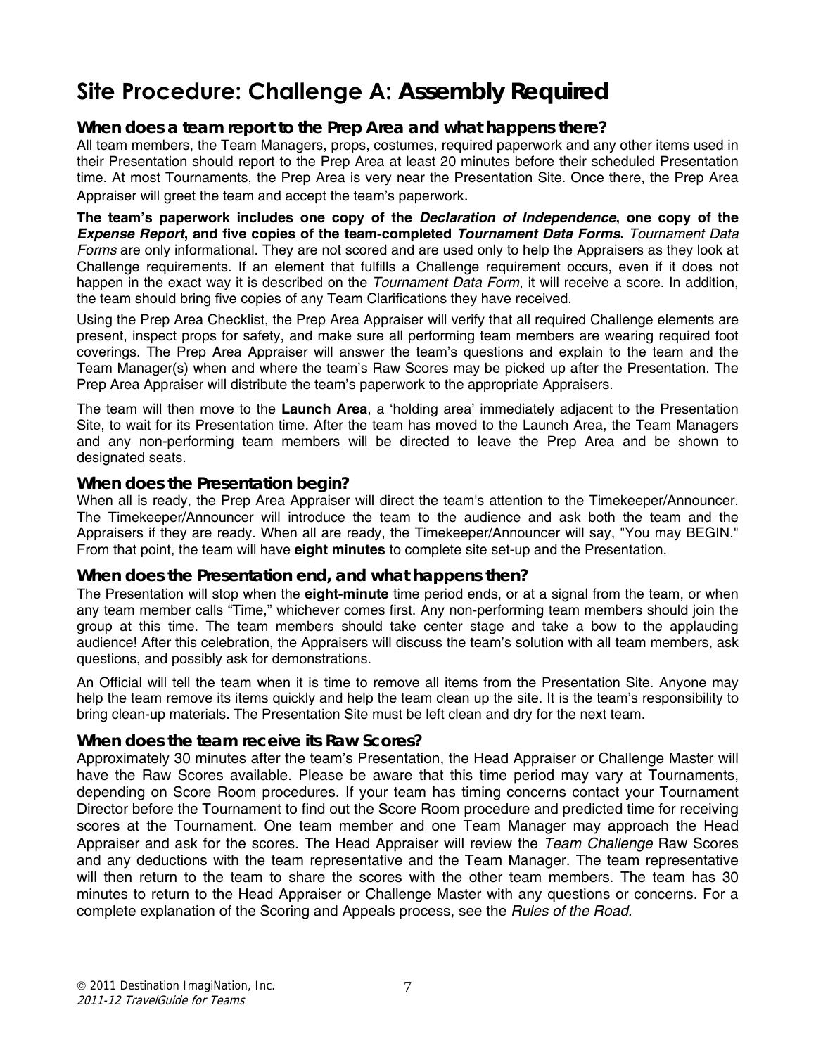# Site Procedure: Challenge A: **Assembly Required**

### When does a team report to the Prep Area and what happens there?

All team members, the Team Managers, props, costumes, required paperwork and any other items used in their Presentation should report to the Prep Area at least 20 minutes before their scheduled Presentation time. At most Tournaments, the Prep Area is very near the Presentation Site. Once there, the Prep Area Appraiser will greet the team and accept the team's paperwork.

**The team's paperwork includes one copy of the *Declaration of Independence*, one copy of the *Expense Report*, and five copies of the team-completed *Tournament Data Forms*.** *Tournament Data Forms* are only informational. They are not scored and are used only to help the Appraisers as they look at Challenge requirements. If an element that fulfills a Challenge requirement occurs, even if it does not happen in the exact way it is described on the *Tournament Data Form*, it will receive a score. In addition, the team should bring five copies of any Team Clarifications they have received.

Using the Prep Area Checklist, the Prep Area Appraiser will verify that all required Challenge elements are present, inspect props for safety, and make sure all performing team members are wearing required foot coverings. The Prep Area Appraiser will answer the team's questions and explain to the team and the Team Manager(s) when and where the team's Raw Scores may be picked up after the Presentation. The Prep Area Appraiser will distribute the team's paperwork to the appropriate Appraisers.

The team will then move to the **Launch Area**, a 'holding area' immediately adjacent to the Presentation Site, to wait for its Presentation time. After the team has moved to the Launch Area, the Team Managers and any non-performing team members will be directed to leave the Prep Area and be shown to designated seats.

### When does the Presentation begin?

When all is ready, the Prep Area Appraiser will direct the team's attention to the Timekeeper/Announcer. The Timekeeper/Announcer will introduce the team to the audience and ask both the team and the Appraisers if they are ready. When all are ready, the Timekeeper/Announcer will say, "You may BEGIN." From that point, the team will have **eight minutes** to complete site set-up and the Presentation.

### When does the Presentation end, and what happens then?

The Presentation will stop when the **eight-minute** time period ends, or at a signal from the team, or when any team member calls "Time," whichever comes first. Any non-performing team members should join the group at this time. The team members should take center stage and take a bow to the applauding audience! After this celebration, the Appraisers will discuss the team's solution with all team members, ask questions, and possibly ask for demonstrations.

An Official will tell the team when it is time to remove all items from the Presentation Site. Anyone may help the team remove its items quickly and help the team clean up the site. It is the team's responsibility to bring clean-up materials. The Presentation Site must be left clean and dry for the next team.

### When does the team receive its Raw Scores?

Approximately 30 minutes after the team's Presentation, the Head Appraiser or Challenge Master will have the Raw Scores available. Please be aware that this time period may vary at Tournaments, depending on Score Room procedures. If your team has timing concerns contact your Tournament Director before the Tournament to find out the Score Room procedure and predicted time for receiving scores at the Tournament. One team member and one Team Manager may approach the Head Appraiser and ask for the scores. The Head Appraiser will review the *Team Challenge* Raw Scores and any deductions with the team representative and the Team Manager. The team representative will then return to the team to share the scores with the other team members. The team has 30 minutes to return to the Head Appraiser or Challenge Master with any questions or concerns. For a complete explanation of the Scoring and Appeals process, see the *Rules of the Road.*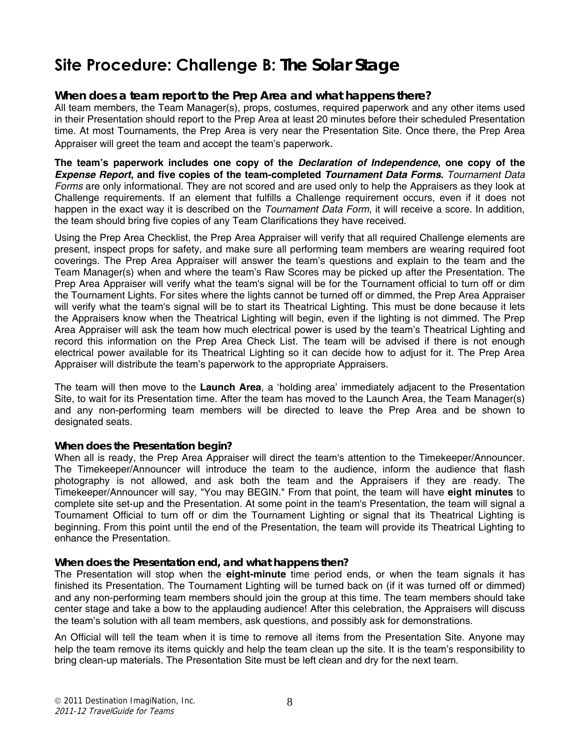# Site Procedure: Challenge B: The Solar Stage

### When does a team report to the Prep Area and what happens there?

All team members, the Team Manager(s), props, costumes, required paperwork and any other items used in their Presentation should report to the Prep Area at least 20 minutes before their scheduled Presentation time. At most Tournaments, the Prep Area is very near the Presentation Site. Once there, the Prep Area Appraiser will greet the team and accept the team's paperwork.

**The team's paperwork includes one copy of the *Declaration of Independence*, one copy of the *Expense Report*, and five copies of the team-completed *Tournament Data Forms*.** *Tournament Data Forms* are only informational. They are not scored and are used only to help the Appraisers as they look at Challenge requirements. If an element that fulfills a Challenge requirement occurs, even if it does not happen in the exact way it is described on the *Tournament Data Form*, it will receive a score. In addition, the team should bring five copies of any Team Clarifications they have received.

Using the Prep Area Checklist, the Prep Area Appraiser will verify that all required Challenge elements are present, inspect props for safety, and make sure all performing team members are wearing required foot coverings. The Prep Area Appraiser will answer the team's questions and explain to the team and the Team Manager(s) when and where the team's Raw Scores may be picked up after the Presentation. The Prep Area Appraiser will verify what the team's signal will be for the Tournament official to turn off or dim the Tournament Lights. For sites where the lights cannot be turned off or dimmed, the Prep Area Appraiser will verify what the team's signal will be to start its Theatrical Lighting. This must be done because it lets the Appraisers know when the Theatrical Lighting will begin, even if the lighting is not dimmed. The Prep Area Appraiser will ask the team how much electrical power is used by the team's Theatrical Lighting and record this information on the Prep Area Check List. The team will be advised if there is not enough electrical power available for its Theatrical Lighting so it can decide how to adjust for it. The Prep Area Appraiser will distribute the team's paperwork to the appropriate Appraisers.

The team will then move to the **Launch Area**, a 'holding area' immediately adjacent to the Presentation Site, to wait for its Presentation time. After the team has moved to the Launch Area, the Team Manager(s) and any non-performing team members will be directed to leave the Prep Area and be shown to designated seats.

### When does the Presentation begin?

When all is ready, the Prep Area Appraiser will direct the team's attention to the Timekeeper/Announcer. The Timekeeper/Announcer will introduce the team to the audience, inform the audience that flash photography is not allowed, and ask both the team and the Appraisers if they are ready. The Timekeeper/Announcer will say, "You may BEGIN." From that point, the team will have **eight minutes** to complete site set-up and the Presentation. At some point in the team's Presentation, the team will signal a Tournament Official to turn off or dim the Tournament Lighting or signal that its Theatrical Lighting is beginning. From this point until the end of the Presentation, the team will provide its Theatrical Lighting to enhance the Presentation.

### When does the Presentation end, and what happens then?

The Presentation will stop when the **eight-minute** time period ends, or when the team signals it has finished its Presentation. The Tournament Lighting will be turned back on (if it was turned off or dimmed) and any non-performing team members should join the group at this time. The team members should take center stage and take a bow to the applauding audience! After this celebration, the Appraisers will discuss the team's solution with all team members, ask questions, and possibly ask for demonstrations.

An Official will tell the team when it is time to remove all items from the Presentation Site. Anyone may help the team remove its items quickly and help the team clean up the site. It is the team's responsibility to bring clean-up materials. The Presentation Site must be left clean and dry for the next team.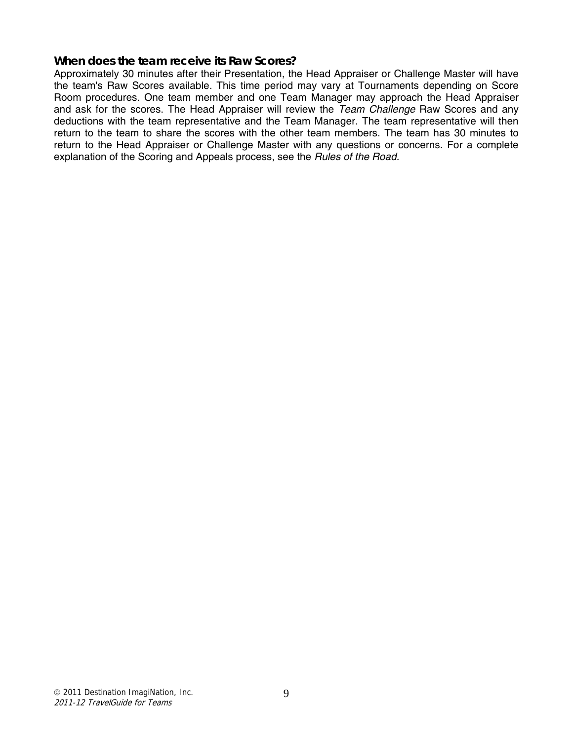### When does the team receive its Raw Scores?

Approximately 30 minutes after their Presentation, the Head Appraiser or Challenge Master will have the team's Raw Scores available. This time period may vary at Tournaments depending on Score Room procedures. One team member and one Team Manager may approach the Head Appraiser and ask for the scores. The Head Appraiser will review the *Team Challenge* Raw Scores and any deductions with the team representative and the Team Manager. The team representative will then return to the team to share the scores with the other team members. The team has 30 minutes to return to the Head Appraiser or Challenge Master with any questions or concerns. For a complete explanation of the Scoring and Appeals process, see the *Rules of the Road*.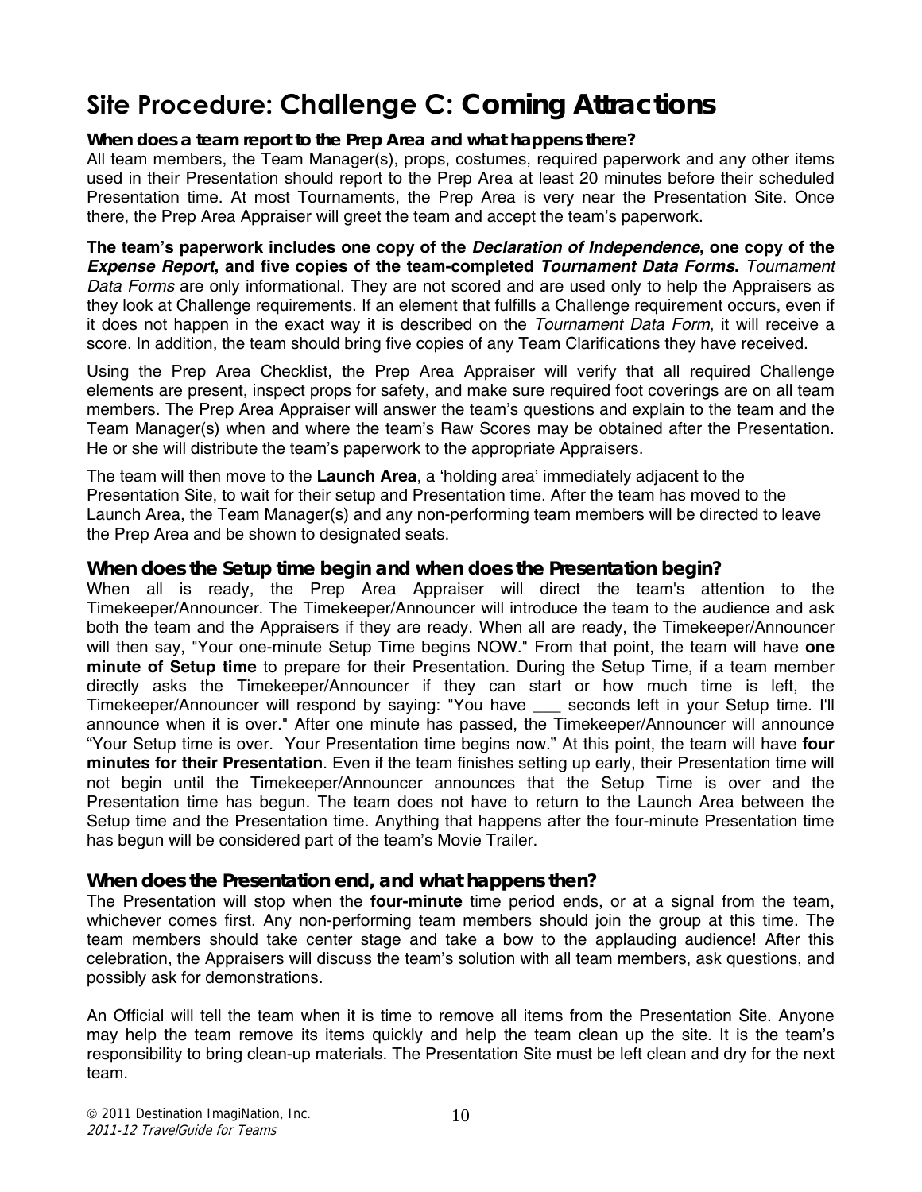# Site Procedure: Challenge C: Coming Attractions

### When does a team report to the Prep Area and what happens there?

All team members, the Team Manager(s), props, costumes, required paperwork and any other items used in their Presentation should report to the Prep Area at least 20 minutes before their scheduled Presentation time. At most Tournaments, the Prep Area is very near the Presentation Site. Once there, the Prep Area Appraiser will greet the team and accept the team's paperwork.

**The team's paperwork includes one copy of the *Declaration of Independence*, one copy of the *Expense Report*, and five copies of the team-completed *Tournament Data Forms*.** *Tournament Data Forms* are only informational. They are not scored and are used only to help the Appraisers as they look at Challenge requirements. If an element that fulfills a Challenge requirement occurs, even if it does not happen in the exact way it is described on the *Tournament Data Form*, it will receive a score. In addition, the team should bring five copies of any Team Clarifications they have received.

Using the Prep Area Checklist, the Prep Area Appraiser will verify that all required Challenge elements are present, inspect props for safety, and make sure required foot coverings are on all team members. The Prep Area Appraiser will answer the team's questions and explain to the team and the Team Manager(s) when and where the team's Raw Scores may be obtained after the Presentation. He or she will distribute the team's paperwork to the appropriate Appraisers.

The team will then move to the **Launch Area**, a 'holding area' immediately adjacent to the Presentation Site, to wait for their setup and Presentation time. After the team has moved to the Launch Area, the Team Manager(s) and any non-performing team members will be directed to leave the Prep Area and be shown to designated seats.

### When does the Setup time begin and when does the Presentation begin?

When all is ready, the Prep Area Appraiser will direct the team's attention to the Timekeeper/Announcer. The Timekeeper/Announcer will introduce the team to the audience and ask both the team and the Appraisers if they are ready. When all are ready, the Timekeeper/Announcer will then say, "Your one-minute Setup Time begins NOW." From that point, the team will have **one minute of Setup time** to prepare for their Presentation. During the Setup Time, if a team member directly asks the Timekeeper/Announcer if they can start or how much time is left, the Timekeeper/Announcer will respond by saying: "You have ___ seconds left in your Setup time. I'll announce when it is over." After one minute has passed, the Timekeeper/Announcer will announce "Your Setup time is over. Your Presentation time begins now." At this point, the team will have **four minutes for their Presentation**. Even if the team finishes setting up early, their Presentation time will not begin until the Timekeeper/Announcer announces that the Setup Time is over and the Presentation time has begun. The team does not have to return to the Launch Area between the Setup time and the Presentation time. Anything that happens after the four-minute Presentation time has begun will be considered part of the team's Movie Trailer.

### When does the Presentation end, and what happens then?

The Presentation will stop when the **four-minute** time period ends, or at a signal from the team, whichever comes first. Any non-performing team members should join the group at this time. The team members should take center stage and take a bow to the applauding audience! After this celebration, the Appraisers will discuss the team's solution with all team members, ask questions, and possibly ask for demonstrations.

An Official will tell the team when it is time to remove all items from the Presentation Site. Anyone may help the team remove its items quickly and help the team clean up the site. It is the team's responsibility to bring clean-up materials. The Presentation Site must be left clean and dry for the next team.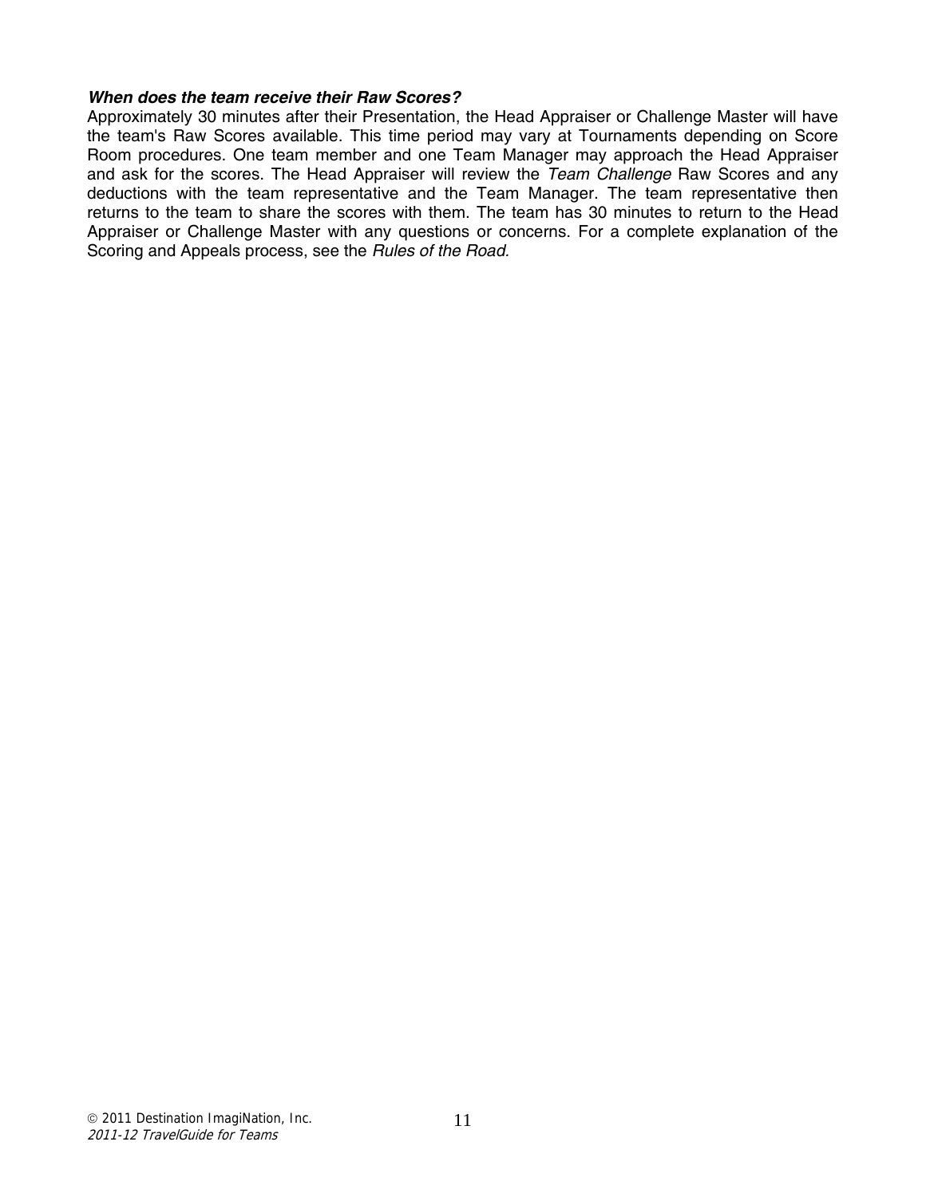***When does the team receive their Raw Scores?***

Approximately 30 minutes after their Presentation, the Head Appraiser or Challenge Master will have the team's Raw Scores available. This time period may vary at Tournaments depending on Score Room procedures. One team member and one Team Manager may approach the Head Appraiser and ask for the scores. The Head Appraiser will review the *Team Challenge* Raw Scores and any deductions with the team representative and the Team Manager. The team representative then returns to the team to share the scores with them. The team has 30 minutes to return to the Head Appraiser or Challenge Master with any questions or concerns. For a complete explanation of the Scoring and Appeals process, see the *Rules of the Road*.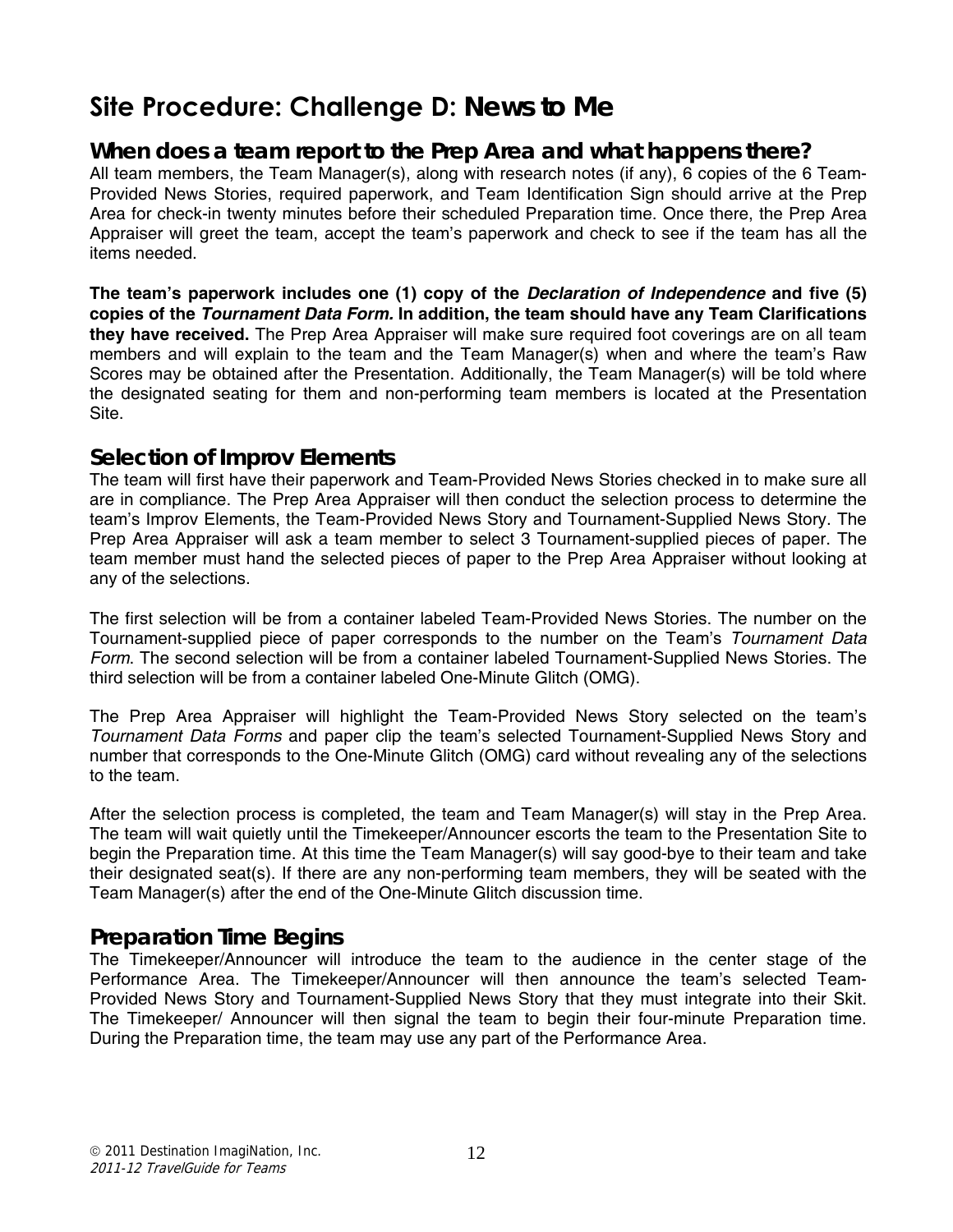# Site Procedure: Challenge D: News to Me

## When does a team report to the Prep Area and what happens there?

All team members, the Team Manager(s), along with research notes (if any), 6 copies of the 6 Team-Provided News Stories, required paperwork, and Team Identification Sign should arrive at the Prep Area for check-in twenty minutes before their scheduled Preparation time. Once there, the Prep Area Appraiser will greet the team, accept the team's paperwork and check to see if the team has all the items needed.

**The team's paperwork includes one (1) copy of the *Declaration of Independence* and five (5) copies of the *Tournament Data Form.* In addition, the team should have any Team Clarifications they have received.** The Prep Area Appraiser will make sure required foot coverings are on all team members and will explain to the team and the Team Manager(s) when and where the team's Raw Scores may be obtained after the Presentation. Additionally, the Team Manager(s) will be told where the designated seating for them and non-performing team members is located at the Presentation Site.

## Selection of Improv Elements

The team will first have their paperwork and Team-Provided News Stories checked in to make sure all are in compliance. The Prep Area Appraiser will then conduct the selection process to determine the team's Improv Elements, the Team-Provided News Story and Tournament-Supplied News Story. The Prep Area Appraiser will ask a team member to select 3 Tournament-supplied pieces of paper. The team member must hand the selected pieces of paper to the Prep Area Appraiser without looking at any of the selections.

The first selection will be from a container labeled Team-Provided News Stories. The number on the Tournament-supplied piece of paper corresponds to the number on the Team's *Tournament Data Form*. The second selection will be from a container labeled Tournament-Supplied News Stories. The third selection will be from a container labeled One-Minute Glitch (OMG).

The Prep Area Appraiser will highlight the Team-Provided News Story selected on the team's *Tournament Data Forms* and paper clip the team's selected Tournament-Supplied News Story and number that corresponds to the One-Minute Glitch (OMG) card without revealing any of the selections to the team.

After the selection process is completed, the team and Team Manager(s) will stay in the Prep Area. The team will wait quietly until the Timekeeper/Announcer escorts the team to the Presentation Site to begin the Preparation time. At this time the Team Manager(s) will say good-bye to their team and take their designated seat(s). If there are any non-performing team members, they will be seated with the Team Manager(s) after the end of the One-Minute Glitch discussion time.

## Preparation Time Begins

The Timekeeper/Announcer will introduce the team to the audience in the center stage of the Performance Area. The Timekeeper/Announcer will then announce the team's selected Team-Provided News Story and Tournament-Supplied News Story that they must integrate into their Skit. The Timekeeper/ Announcer will then signal the team to begin their four-minute Preparation time. During the Preparation time, the team may use any part of the Performance Area.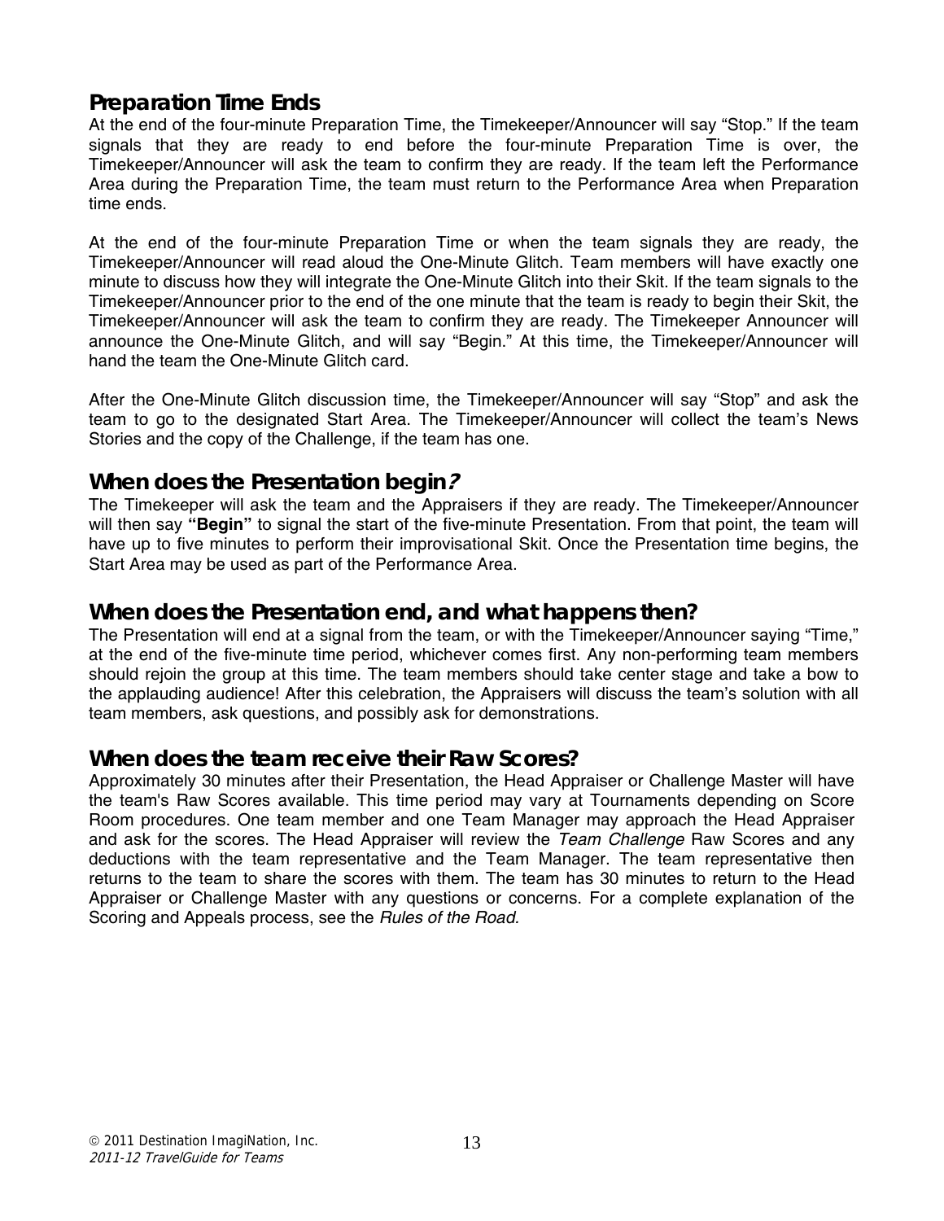## Preparation Time Ends

At the end of the four-minute Preparation Time, the Timekeeper/Announcer will say "Stop." If the team signals that they are ready to end before the four-minute Preparation Time is over, the Timekeeper/Announcer will ask the team to confirm they are ready. If the team left the Performance Area during the Preparation Time, the team must return to the Performance Area when Preparation time ends.

At the end of the four-minute Preparation Time or when the team signals they are ready, the Timekeeper/Announcer will read aloud the One-Minute Glitch. Team members will have exactly one minute to discuss how they will integrate the One-Minute Glitch into their Skit. If the team signals to the Timekeeper/Announcer prior to the end of the one minute that the team is ready to begin their Skit, the Timekeeper/Announcer will ask the team to confirm they are ready. The Timekeeper Announcer will announce the One-Minute Glitch, and will say "Begin." At this time, the Timekeeper/Announcer will hand the team the One-Minute Glitch card.

After the One-Minute Glitch discussion time, the Timekeeper/Announcer will say "Stop" and ask the team to go to the designated Start Area. The Timekeeper/Announcer will collect the team's News Stories and the copy of the Challenge, if the team has one.

## When does the Presentation begin?

The Timekeeper will ask the team and the Appraisers if they are ready. The Timekeeper/Announcer will then say **"Begin"** to signal the start of the five-minute Presentation. From that point, the team will have up to five minutes to perform their improvisational Skit. Once the Presentation time begins, the Start Area may be used as part of the Performance Area.

## When does the Presentation end, and what happens then?

The Presentation will end at a signal from the team, or with the Timekeeper/Announcer saying "Time," at the end of the five-minute time period, whichever comes first. Any non-performing team members should rejoin the group at this time. The team members should take center stage and take a bow to the applauding audience! After this celebration, the Appraisers will discuss the team's solution with all team members, ask questions, and possibly ask for demonstrations.

## When does the team receive their Raw Scores?

Approximately 30 minutes after their Presentation, the Head Appraiser or Challenge Master will have the team's Raw Scores available. This time period may vary at Tournaments depending on Score Room procedures. One team member and one Team Manager may approach the Head Appraiser and ask for the scores. The Head Appraiser will review the *Team Challenge* Raw Scores and any deductions with the team representative and the Team Manager. The team representative then returns to the team to share the scores with them. The team has 30 minutes to return to the Head Appraiser or Challenge Master with any questions or concerns. For a complete explanation of the Scoring and Appeals process, see the *Rules of the Road.*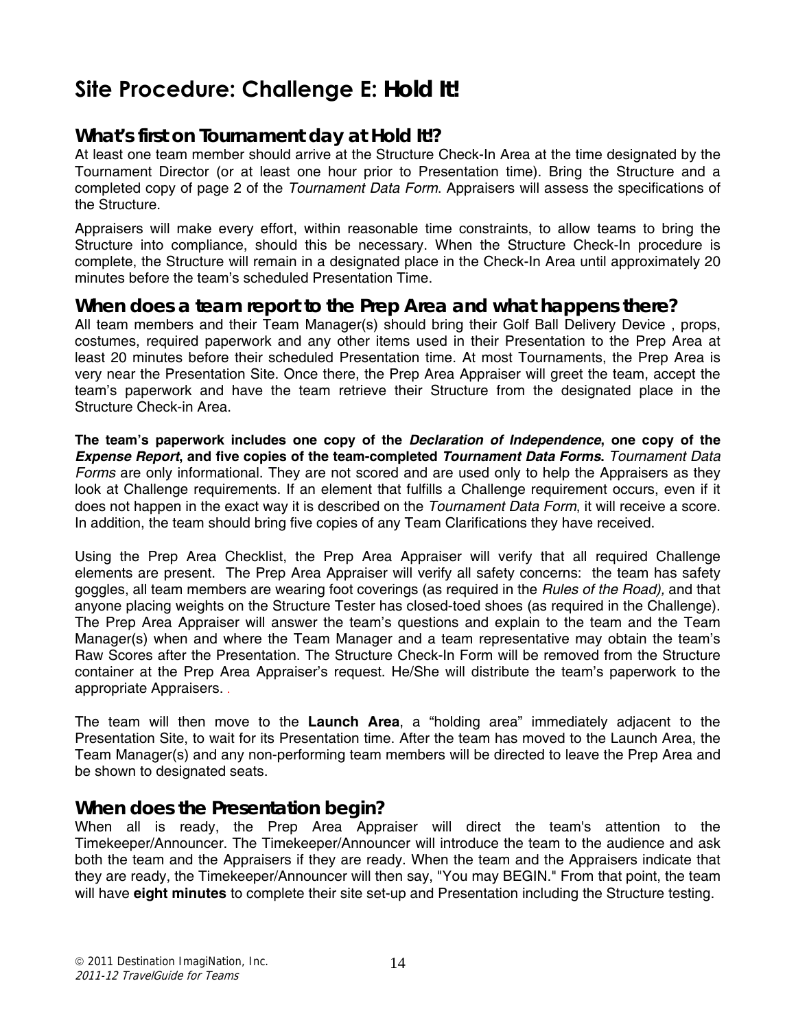# Site Procedure: Challenge E: **Hold It!**

## What's first on Tournament day at Hold It!?

At least one team member should arrive at the Structure Check-In Area at the time designated by the Tournament Director (or at least one hour prior to Presentation time). Bring the Structure and a completed copy of page 2 of the *Tournament Data Form*. Appraisers will assess the specifications of the Structure.

Appraisers will make every effort, within reasonable time constraints, to allow teams to bring the Structure into compliance, should this be necessary. When the Structure Check-In procedure is complete, the Structure will remain in a designated place in the Check-In Area until approximately 20 minutes before the team's scheduled Presentation Time.

## When does a team report to the Prep Area and what happens there?

All team members and their Team Manager(s) should bring their Golf Ball Delivery Device , props, costumes, required paperwork and any other items used in their Presentation to the Prep Area at least 20 minutes before their scheduled Presentation time. At most Tournaments, the Prep Area is very near the Presentation Site. Once there, the Prep Area Appraiser will greet the team, accept the team's paperwork and have the team retrieve their Structure from the designated place in the Structure Check-in Area.

**The team's paperwork includes one copy of the *Declaration of Independence*, one copy of the *Expense Report*, and five copies of the team-completed *Tournament Data Forms*.** *Tournament Data Forms* are only informational. They are not scored and are used only to help the Appraisers as they look at Challenge requirements. If an element that fulfills a Challenge requirement occurs, even if it does not happen in the exact way it is described on the *Tournament Data Form*, it will receive a score. In addition, the team should bring five copies of any Team Clarifications they have received.

Using the Prep Area Checklist, the Prep Area Appraiser will verify that all required Challenge elements are present. The Prep Area Appraiser will verify all safety concerns: the team has safety goggles, all team members are wearing foot coverings (as required in the *Rules of the Road),* and that anyone placing weights on the Structure Tester has closed-toed shoes (as required in the Challenge). The Prep Area Appraiser will answer the team's questions and explain to the team and the Team Manager(s) when and where the Team Manager and a team representative may obtain the team's Raw Scores after the Presentation. The Structure Check-In Form will be removed from the Structure container at the Prep Area Appraiser's request. He/She will distribute the team's paperwork to the appropriate Appraisers. .

The team will then move to the **Launch Area**, a "holding area" immediately adjacent to the Presentation Site, to wait for its Presentation time. After the team has moved to the Launch Area, the Team Manager(s) and any non-performing team members will be directed to leave the Prep Area and be shown to designated seats.

## When does the Presentation begin?

When all is ready, the Prep Area Appraiser will direct the team's attention to the Timekeeper/Announcer. The Timekeeper/Announcer will introduce the team to the audience and ask both the team and the Appraisers if they are ready. When the team and the Appraisers indicate that they are ready, the Timekeeper/Announcer will then say, "You may BEGIN." From that point, the team will have **eight minutes** to complete their site set-up and Presentation including the Structure testing.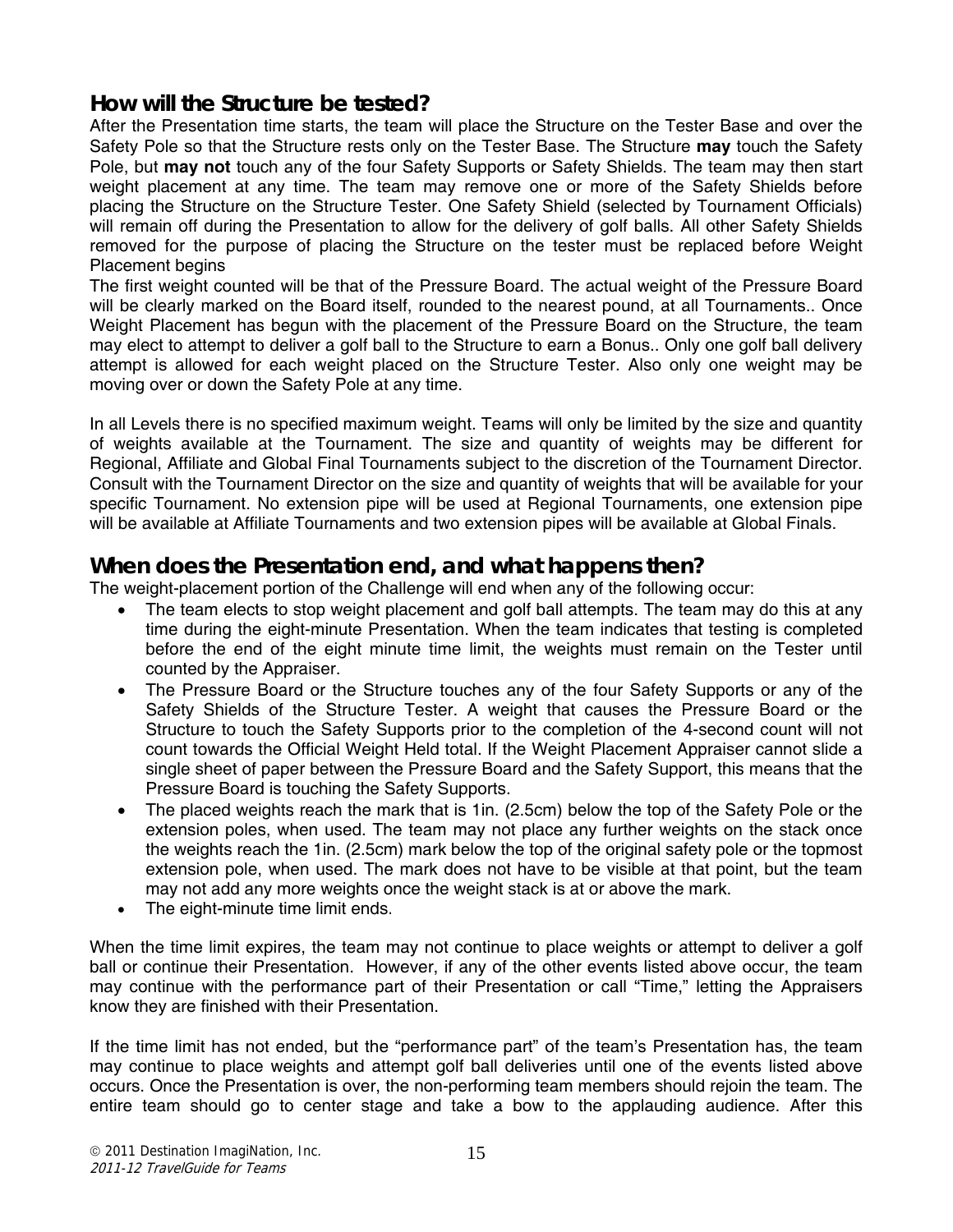## How will the Structure be tested?

After the Presentation time starts, the team will place the Structure on the Tester Base and over the Safety Pole so that the Structure rests only on the Tester Base. The Structure **may** touch the Safety Pole, but **may not** touch any of the four Safety Supports or Safety Shields. The team may then start weight placement at any time. The team may remove one or more of the Safety Shields before placing the Structure on the Structure Tester. One Safety Shield (selected by Tournament Officials) will remain off during the Presentation to allow for the delivery of golf balls. All other Safety Shields removed for the purpose of placing the Structure on the tester must be replaced before Weight Placement begins

The first weight counted will be that of the Pressure Board. The actual weight of the Pressure Board will be clearly marked on the Board itself, rounded to the nearest pound, at all Tournaments.. Once Weight Placement has begun with the placement of the Pressure Board on the Structure, the team may elect to attempt to deliver a golf ball to the Structure to earn a Bonus.. Only one golf ball delivery attempt is allowed for each weight placed on the Structure Tester. Also only one weight may be moving over or down the Safety Pole at any time.

In all Levels there is no specified maximum weight. Teams will only be limited by the size and quantity of weights available at the Tournament. The size and quantity of weights may be different for Regional, Affiliate and Global Final Tournaments subject to the discretion of the Tournament Director. Consult with the Tournament Director on the size and quantity of weights that will be available for your specific Tournament. No extension pipe will be used at Regional Tournaments, one extension pipe will be available at Affiliate Tournaments and two extension pipes will be available at Global Finals.

## When does the Presentation end, and what happens then?

The weight-placement portion of the Challenge will end when any of the following occur:

- The team elects to stop weight placement and golf ball attempts. The team may do this at any time during the eight-minute Presentation. When the team indicates that testing is completed before the end of the eight minute time limit, the weights must remain on the Tester until counted by the Appraiser.
- The Pressure Board or the Structure touches any of the four Safety Supports or any of the Safety Shields of the Structure Tester. A weight that causes the Pressure Board or the Structure to touch the Safety Supports prior to the completion of the 4-second count will not count towards the Official Weight Held total. If the Weight Placement Appraiser cannot slide a single sheet of paper between the Pressure Board and the Safety Support, this means that the Pressure Board is touching the Safety Supports.
- The placed weights reach the mark that is 1in. (2.5cm) below the top of the Safety Pole or the extension poles, when used. The team may not place any further weights on the stack once the weights reach the 1in. (2.5cm) mark below the top of the original safety pole or the topmost extension pole, when used. The mark does not have to be visible at that point, but the team may not add any more weights once the weight stack is at or above the mark.
- The eight-minute time limit ends.

When the time limit expires, the team may not continue to place weights or attempt to deliver a golf ball or continue their Presentation. However, if any of the other events listed above occur, the team may continue with the performance part of their Presentation or call "Time," letting the Appraisers know they are finished with their Presentation.

If the time limit has not ended, but the "performance part" of the team's Presentation has, the team may continue to place weights and attempt golf ball deliveries until one of the events listed above occurs. Once the Presentation is over, the non-performing team members should rejoin the team. The entire team should go to center stage and take a bow to the applauding audience. After this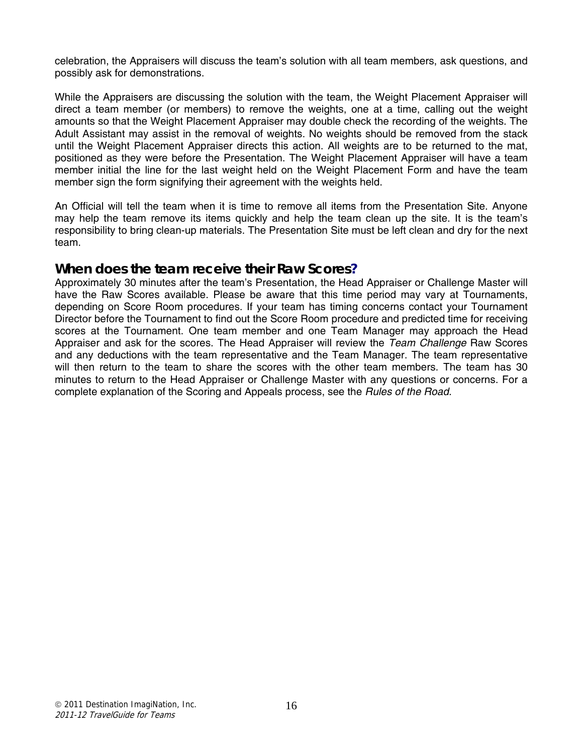celebration, the Appraisers will discuss the team's solution with all team members, ask questions, and possibly ask for demonstrations.

While the Appraisers are discussing the solution with the team, the Weight Placement Appraiser will direct a team member (or members) to remove the weights, one at a time, calling out the weight amounts so that the Weight Placement Appraiser may double check the recording of the weights. The Adult Assistant may assist in the removal of weights. No weights should be removed from the stack until the Weight Placement Appraiser directs this action. All weights are to be returned to the mat, positioned as they were before the Presentation. The Weight Placement Appraiser will have a team member initial the line for the last weight held on the Weight Placement Form and have the team member sign the form signifying their agreement with the weights held.

An Official will tell the team when it is time to remove all items from the Presentation Site. Anyone may help the team remove its items quickly and help the team clean up the site. It is the team's responsibility to bring clean-up materials. The Presentation Site must be left clean and dry for the next team.

## When does the team receive their Raw Scores?

Approximately 30 minutes after the team's Presentation, the Head Appraiser or Challenge Master will have the Raw Scores available. Please be aware that this time period may vary at Tournaments, depending on Score Room procedures. If your team has timing concerns contact your Tournament Director before the Tournament to find out the Score Room procedure and predicted time for receiving scores at the Tournament. One team member and one Team Manager may approach the Head Appraiser and ask for the scores. The Head Appraiser will review the *Team Challenge* Raw Scores and any deductions with the team representative and the Team Manager. The team representative will then return to the team to share the scores with the other team members. The team has 30 minutes to return to the Head Appraiser or Challenge Master with any questions or concerns. For a complete explanation of the Scoring and Appeals process, see the *Rules of the Road*.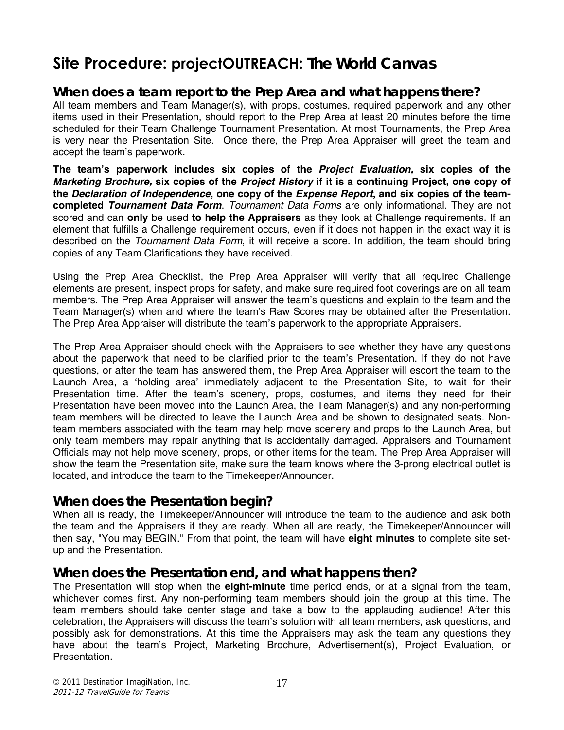# Site Procedure: projectOUTREACH: The World Canvas

## When does a team report to the Prep Area and what happens there?

All team members and Team Manager(s), with props, costumes, required paperwork and any other items used in their Presentation, should report to the Prep Area at least 20 minutes before the time scheduled for their Team Challenge Tournament Presentation. At most Tournaments, the Prep Area is very near the Presentation Site. Once there, the Prep Area Appraiser will greet the team and accept the team's paperwork.

**The team's paperwork includes six copies of the *Project Evaluation,* six copies of the *Marketing Brochure,* six copies of the *Project History* if it is a continuing Project, one copy of the *Declaration of Independence*, one copy of the *Expense Report*, and six copies of the team-completed *Tournament Data Form*.** *Tournament Data Forms* are only informational. They are not scored and can **only** be used **to help the Appraisers** as they look at Challenge requirements. If an element that fulfills a Challenge requirement occurs, even if it does not happen in the exact way it is described on the *Tournament Data Form*, it will receive a score. In addition, the team should bring copies of any Team Clarifications they have received.

Using the Prep Area Checklist, the Prep Area Appraiser will verify that all required Challenge elements are present, inspect props for safety, and make sure required foot coverings are on all team members. The Prep Area Appraiser will answer the team's questions and explain to the team and the Team Manager(s) when and where the team's Raw Scores may be obtained after the Presentation. The Prep Area Appraiser will distribute the team's paperwork to the appropriate Appraisers.

The Prep Area Appraiser should check with the Appraisers to see whether they have any questions about the paperwork that need to be clarified prior to the team's Presentation. If they do not have questions, or after the team has answered them, the Prep Area Appraiser will escort the team to the Launch Area, a 'holding area' immediately adjacent to the Presentation Site, to wait for their Presentation time. After the team's scenery, props, costumes, and items they need for their Presentation have been moved into the Launch Area, the Team Manager(s) and any non-performing team members will be directed to leave the Launch Area and be shown to designated seats. Non-team members associated with the team may help move scenery and props to the Launch Area, but only team members may repair anything that is accidentally damaged. Appraisers and Tournament Officials may not help move scenery, props, or other items for the team. The Prep Area Appraiser will show the team the Presentation site, make sure the team knows where the 3-prong electrical outlet is located, and introduce the team to the Timekeeper/Announcer.

## When does the Presentation begin?

When all is ready, the Timekeeper/Announcer will introduce the team to the audience and ask both the team and the Appraisers if they are ready. When all are ready, the Timekeeper/Announcer will then say, "You may BEGIN." From that point, the team will have **eight minutes** to complete site set-up and the Presentation.

## When does the Presentation end, and what happens then?

The Presentation will stop when the **eight-minute** time period ends, or at a signal from the team, whichever comes first. Any non-performing team members should join the group at this time. The team members should take center stage and take a bow to the applauding audience! After this celebration, the Appraisers will discuss the team's solution with all team members, ask questions, and possibly ask for demonstrations. At this time the Appraisers may ask the team any questions they have about the team's Project, Marketing Brochure, Advertisement(s), Project Evaluation, or Presentation.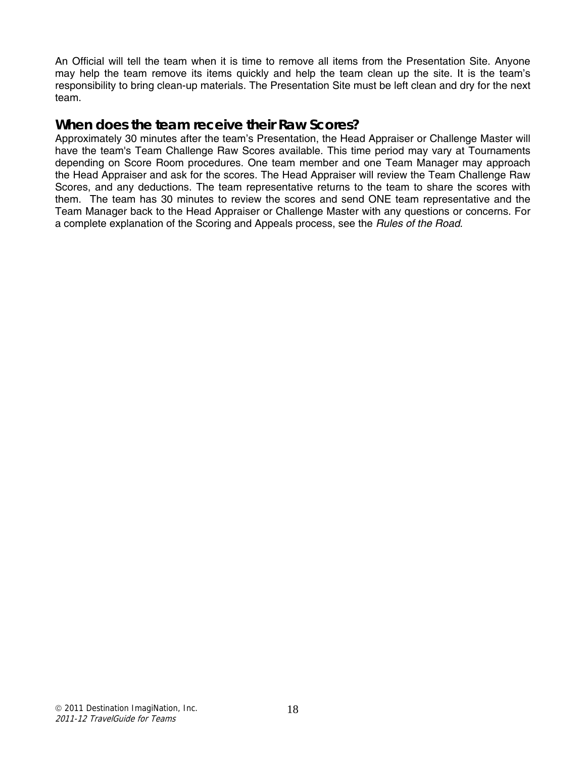An Official will tell the team when it is time to remove all items from the Presentation Site. Anyone may help the team remove its items quickly and help the team clean up the site. It is the team's responsibility to bring clean-up materials. The Presentation Site must be left clean and dry for the next team.

## When does the team receive their Raw Scores?

Approximately 30 minutes after the team's Presentation, the Head Appraiser or Challenge Master will have the team's Team Challenge Raw Scores available. This time period may vary at Tournaments depending on Score Room procedures. One team member and one Team Manager may approach the Head Appraiser and ask for the scores. The Head Appraiser will review the Team Challenge Raw Scores, and any deductions. The team representative returns to the team to share the scores with them. The team has 30 minutes to review the scores and send ONE team representative and the Team Manager back to the Head Appraiser or Challenge Master with any questions or concerns. For a complete explanation of the Scoring and Appeals process, see the *Rules of the Road*.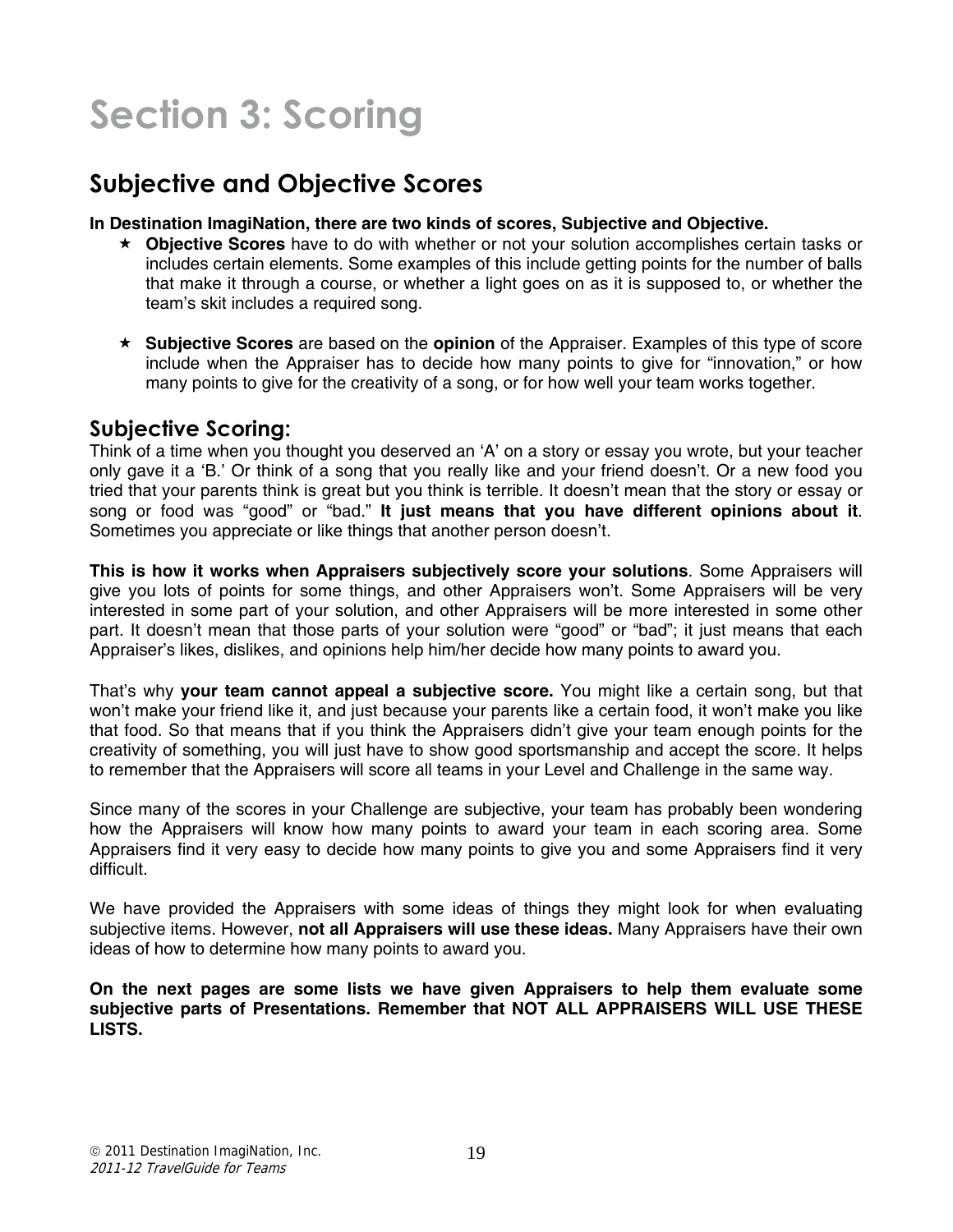# Section 3: Scoring

## Subjective and Objective Scores

**In Destination ImagiNation, there are two kinds of scores, Subjective and Objective.**

- **Objective Scores** have to do with whether or not your solution accomplishes certain tasks or includes certain elements. Some examples of this include getting points for the number of balls that make it through a course, or whether a light goes on as it is supposed to, or whether the team's skit includes a required song.

- **Subjective Scores** are based on the **opinion** of the Appraiser. Examples of this type of score include when the Appraiser has to decide how many points to give for "innovation," or how many points to give for the creativity of a song, or for how well your team works together.

### Subjective Scoring:

Think of a time when you thought you deserved an 'A' on a story or essay you wrote, but your teacher only gave it a 'B.' Or think of a song that you really like and your friend doesn't. Or a new food you tried that your parents think is great but you think is terrible. It doesn't mean that the story or essay or song or food was "good" or "bad." **It just means that you have different opinions about it**. Sometimes you appreciate or like things that another person doesn't.

**This is how it works when Appraisers subjectively score your solutions**. Some Appraisers will give you lots of points for some things, and other Appraisers won't. Some Appraisers will be very interested in some part of your solution, and other Appraisers will be more interested in some other part. It doesn't mean that those parts of your solution were "good" or "bad"; it just means that each Appraiser's likes, dislikes, and opinions help him/her decide how many points to award you.

That's why **your team cannot appeal a subjective score.** You might like a certain song, but that won't make your friend like it, and just because your parents like a certain food, it won't make you like that food. So that means that if you think the Appraisers didn't give your team enough points for the creativity of something, you will just have to show good sportsmanship and accept the score. It helps to remember that the Appraisers will score all teams in your Level and Challenge in the same way.

Since many of the scores in your Challenge are subjective, your team has probably been wondering how the Appraisers will know how many points to award your team in each scoring area. Some Appraisers find it very easy to decide how many points to give you and some Appraisers find it very difficult.

We have provided the Appraisers with some ideas of things they might look for when evaluating subjective items. However, **not all Appraisers will use these ideas.** Many Appraisers have their own ideas of how to determine how many points to award you.

**On the next pages are some lists we have given Appraisers to help them evaluate some subjective parts of Presentations. Remember that NOT ALL APPRAISERS WILL USE THESE LISTS.**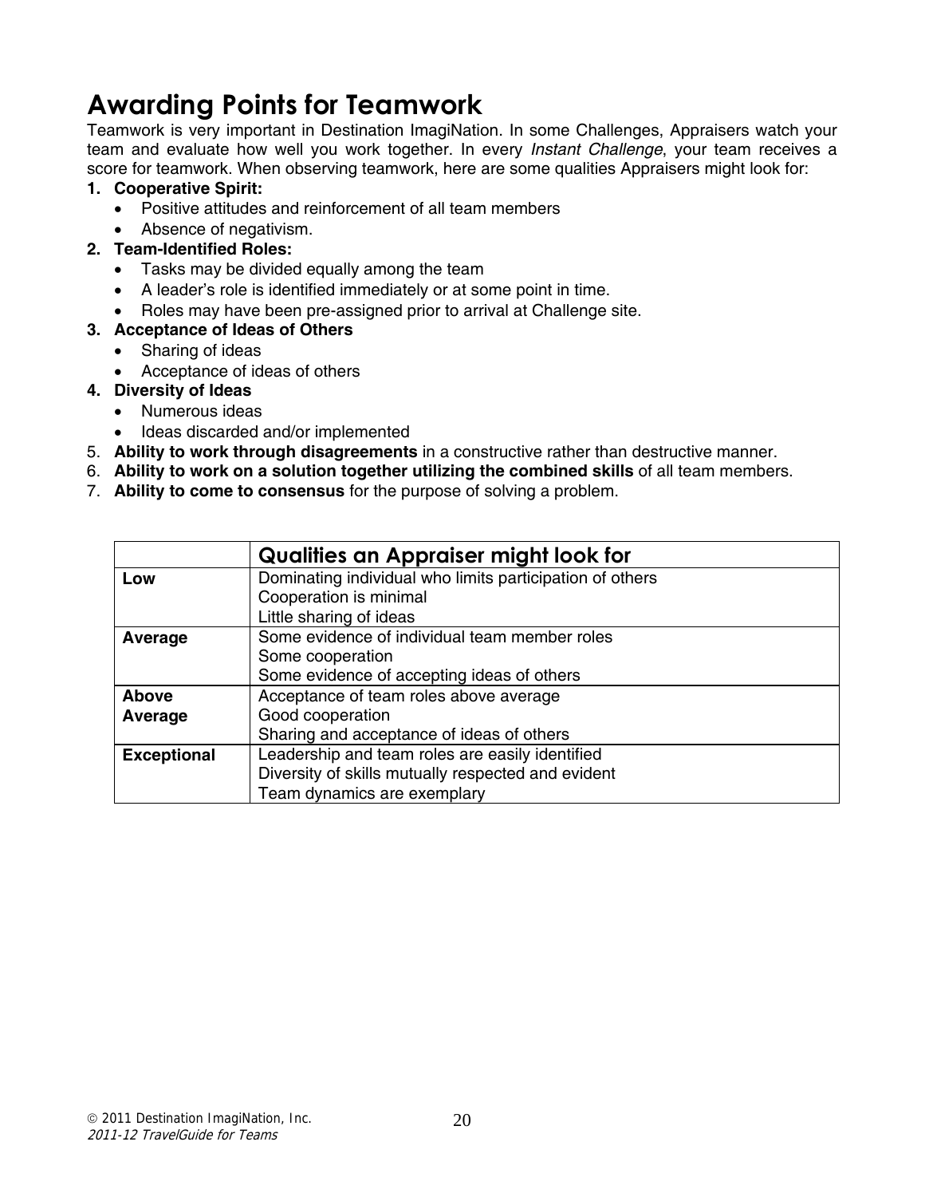# Awarding Points for Teamwork

Teamwork is very important in Destination ImagiNation. In some Challenges, Appraisers watch your team and evaluate how well you work together. In every *Instant Challenge*, your team receives a score for teamwork. When observing teamwork, here are some qualities Appraisers might look for:

1. **Cooperative Spirit:**
   - Positive attitudes and reinforcement of all team members
   - Absence of negativism.
2. **Team-Identified Roles:**
   - Tasks may be divided equally among the team
   - A leader's role is identified immediately or at some point in time.
   - Roles may have been pre-assigned prior to arrival at Challenge site.
3. **Acceptance of Ideas of Others**
   - Sharing of ideas
   - Acceptance of ideas of others
4. **Diversity of Ideas**
   - Numerous ideas
   - Ideas discarded and/or implemented
5. **Ability to work through disagreements** in a constructive rather than destructive manner.
6. **Ability to work on a solution together utilizing the combined skills** of all team members.
7. **Ability to come to consensus** for the purpose of solving a problem.

| | **Qualities an Appraiser might look for** |
|---|---|
| **Low** | Dominating individual who limits participation of others<br>Cooperation is minimal<br>Little sharing of ideas |
| **Average** | Some evidence of individual team member roles<br>Some cooperation<br>Some evidence of accepting ideas of others |
| **Above Average** | Acceptance of team roles above average<br>Good cooperation<br>Sharing and acceptance of ideas of others |
| **Exceptional** | Leadership and team roles are easily identified<br>Diversity of skills mutually respected and evident<br>Team dynamics are exemplary |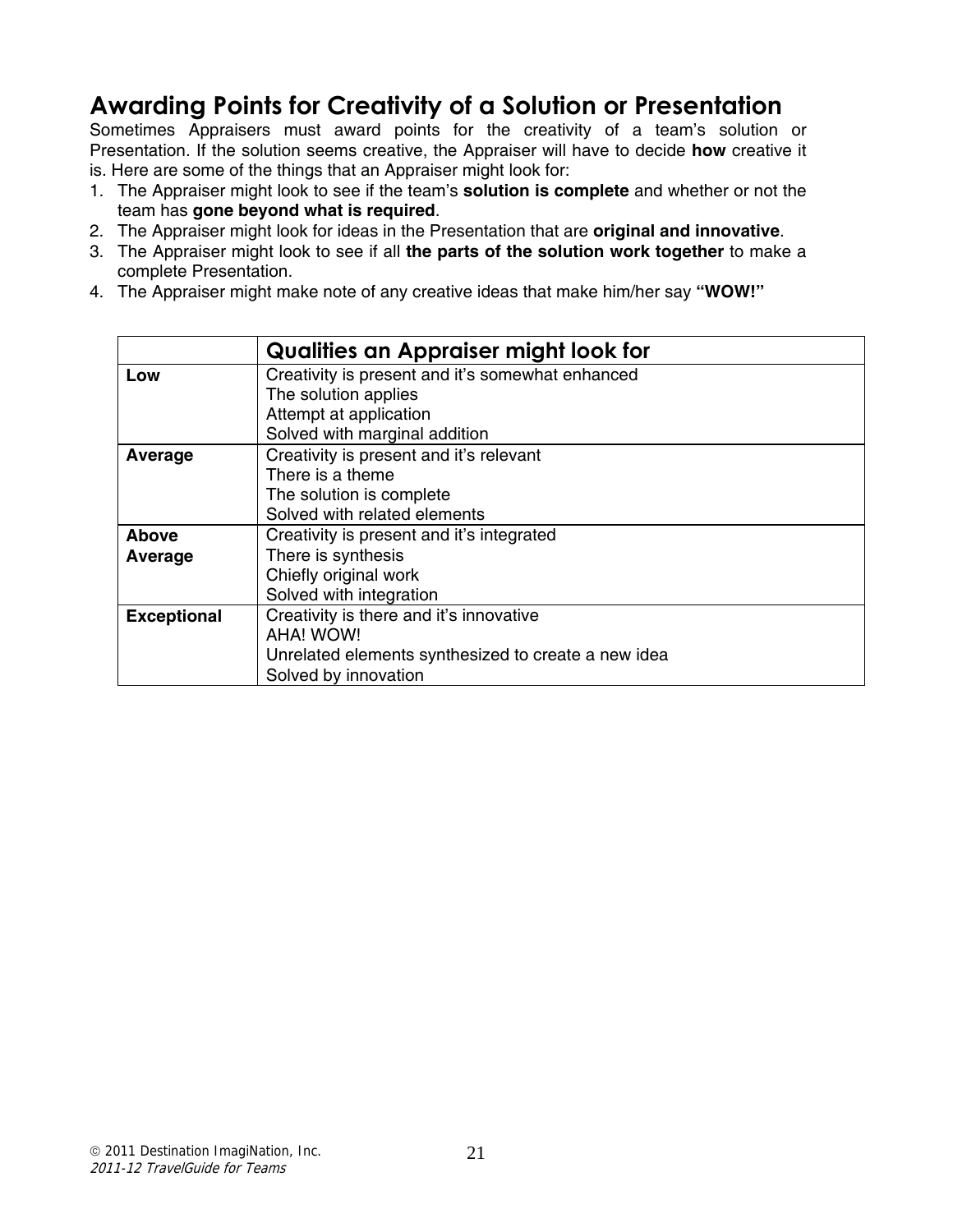## Awarding Points for Creativity of a Solution or Presentation

Sometimes Appraisers must award points for the creativity of a team's solution or Presentation. If the solution seems creative, the Appraiser will have to decide **how** creative it is. Here are some of the things that an Appraiser might look for:

1. The Appraiser might look to see if the team's **solution is complete** and whether or not the team has **gone beyond what is required**.
2. The Appraiser might look for ideas in the Presentation that are **original and innovative**.
3. The Appraiser might look to see if all **the parts of the solution work together** to make a complete Presentation.
4. The Appraiser might make note of any creative ideas that make him/her say **"WOW!"**

| | **Qualities an Appraiser might look for** |
|---|---|
| **Low** | Creativity is present and it's somewhat enhanced<br>The solution applies<br>Attempt at application<br>Solved with marginal addition |
| **Average** | Creativity is present and it's relevant<br>There is a theme<br>The solution is complete<br>Solved with related elements |
| **Above Average** | Creativity is present and it's integrated<br>There is synthesis<br>Chiefly original work<br>Solved with integration |
| **Exceptional** | Creativity is there and it's innovative<br>AHA! WOW!<br>Unrelated elements synthesized to create a new idea<br>Solved by innovation |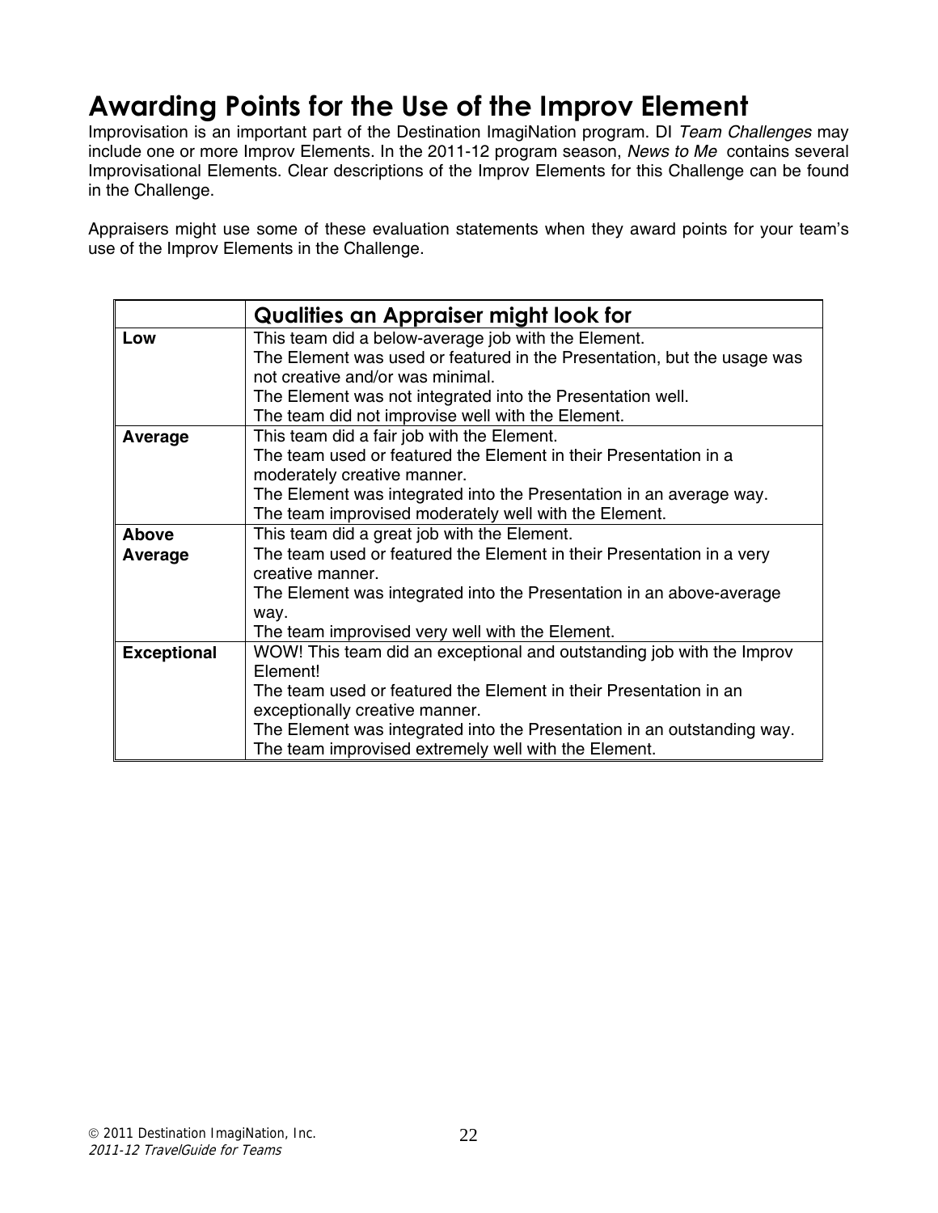# Awarding Points for the Use of the Improv Element

Improvisation is an important part of the Destination ImagiNation program. DI *Team Challenges* may include one or more Improv Elements. In the 2011-12 program season, *News to Me* contains several Improvisational Elements. Clear descriptions of the Improv Elements for this Challenge can be found in the Challenge.

Appraisers might use some of these evaluation statements when they award points for your team's use of the Improv Elements in the Challenge.

| | Qualities an Appraiser might look for |
|---|---|
| **Low** | This team did a below-average job with the Element.<br>The Element was used or featured in the Presentation, but the usage was not creative and/or was minimal.<br>The Element was not integrated into the Presentation well.<br>The team did not improvise well with the Element. |
| **Average** | This team did a fair job with the Element.<br>The team used or featured the Element in their Presentation in a moderately creative manner.<br>The Element was integrated into the Presentation in an average way.<br>The team improvised moderately well with the Element. |
| **Above Average** | This team did a great job with the Element.<br>The team used or featured the Element in their Presentation in a very creative manner.<br>The Element was integrated into the Presentation in an above-average way.<br>The team improvised very well with the Element. |
| **Exceptional** | WOW! This team did an exceptional and outstanding job with the Improv Element!<br>The team used or featured the Element in their Presentation in an exceptionally creative manner.<br>The Element was integrated into the Presentation in an outstanding way.<br>The team improvised extremely well with the Element. |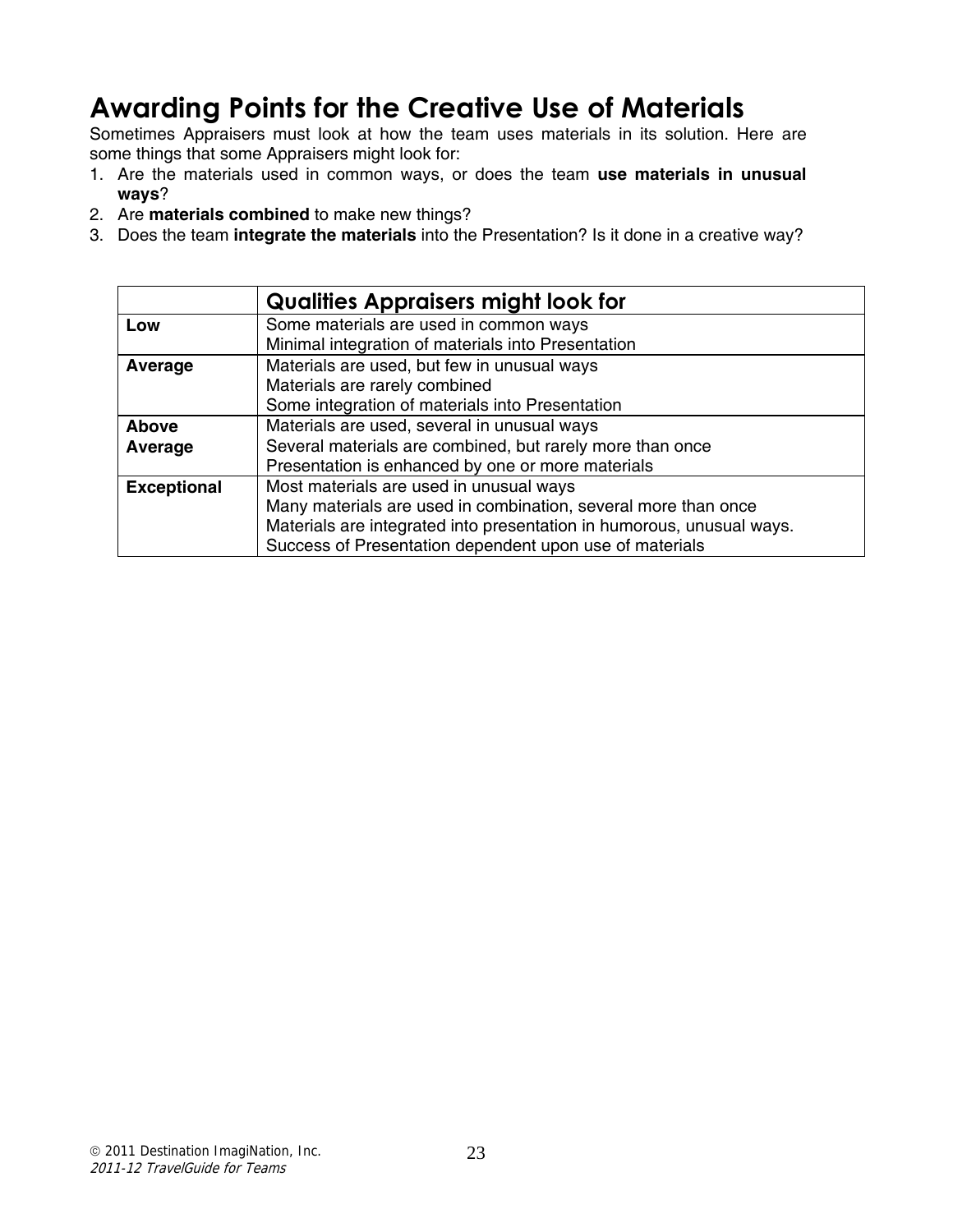# Awarding Points for the Creative Use of Materials

Sometimes Appraisers must look at how the team uses materials in its solution. Here are some things that some Appraisers might look for:

1. Are the materials used in common ways, or does the team **use materials in unusual ways**?
2. Are **materials combined** to make new things?
3. Does the team **integrate the materials** into the Presentation? Is it done in a creative way?

| | Qualities Appraisers might look for |
|---|---|
| **Low** | Some materials are used in common ways<br>Minimal integration of materials into Presentation |
| **Average** | Materials are used, but few in unusual ways<br>Materials are rarely combined<br>Some integration of materials into Presentation |
| **Above Average** | Materials are used, several in unusual ways<br>Several materials are combined, but rarely more than once<br>Presentation is enhanced by one or more materials |
| **Exceptional** | Most materials are used in unusual ways<br>Many materials are used in combination, several more than once<br>Materials are integrated into presentation in humorous, unusual ways.<br>Success of Presentation dependent upon use of materials |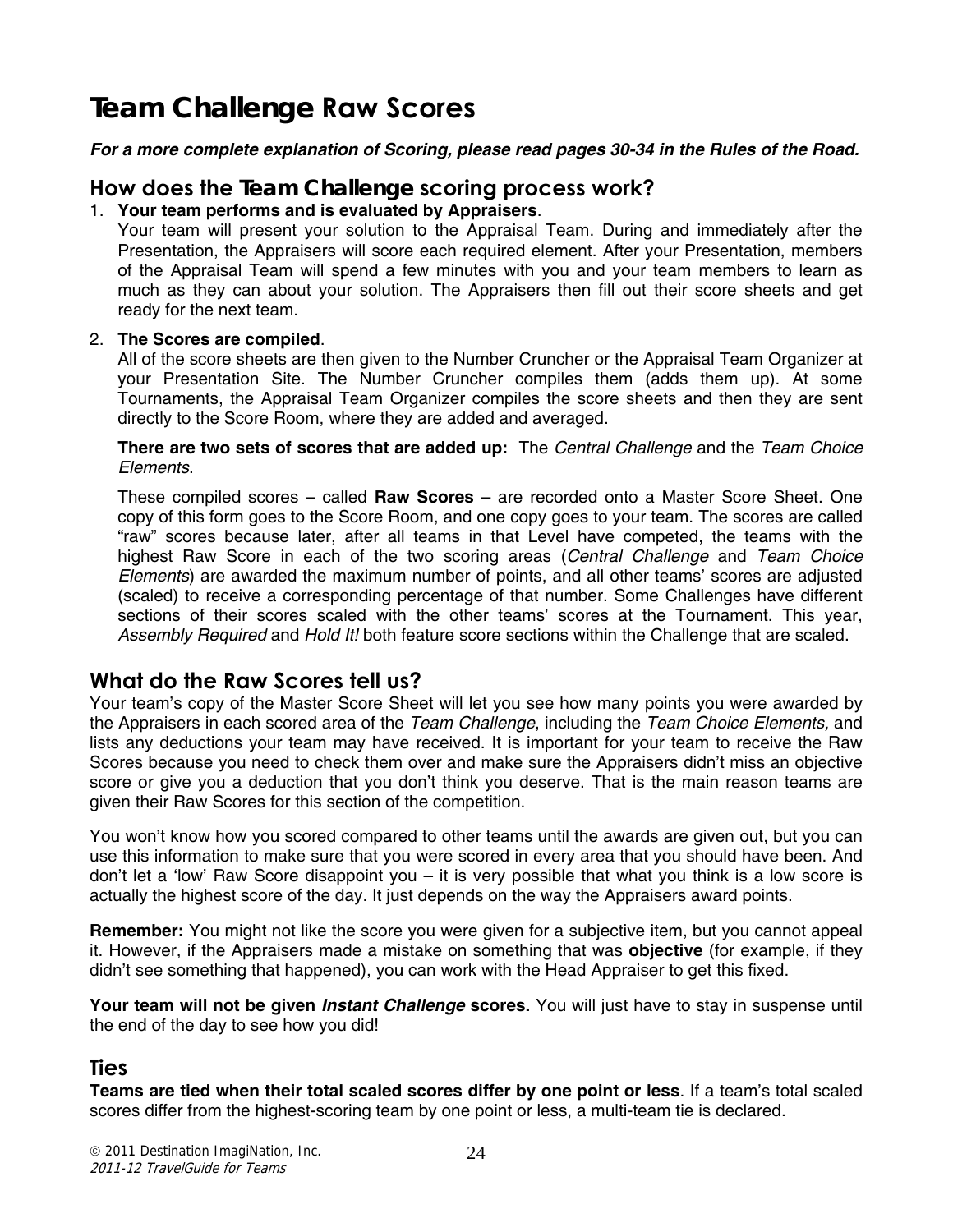# **Team Challenge** Raw Scores

***For a more complete explanation of Scoring, please read pages 30-34 in the Rules of the Road.***

## How does the **Team Challenge** scoring process work?

1. **Your team performs and is evaluated by Appraisers**.
   Your team will present your solution to the Appraisal Team. During and immediately after the Presentation, the Appraisers will score each required element. After your Presentation, members of the Appraisal Team will spend a few minutes with you and your team members to learn as much as they can about your solution. The Appraisers then fill out their score sheets and get ready for the next team.

2. **The Scores are compiled**.
   All of the score sheets are then given to the Number Cruncher or the Appraisal Team Organizer at your Presentation Site. The Number Cruncher compiles them (adds them up). At some Tournaments, the Appraisal Team Organizer compiles the score sheets and then they are sent directly to the Score Room, where they are added and averaged.

   **There are two sets of scores that are added up:** The *Central Challenge* and the *Team Choice Elements*.

   These compiled scores – called **Raw Scores** – are recorded onto a Master Score Sheet. One copy of this form goes to the Score Room, and one copy goes to your team. The scores are called "raw" scores because later, after all teams in that Level have competed, the teams with the highest Raw Score in each of the two scoring areas (*Central Challenge* and *Team Choice Elements*) are awarded the maximum number of points, and all other teams' scores are adjusted (scaled) to receive a corresponding percentage of that number. Some Challenges have different sections of their scores scaled with the other teams' scores at the Tournament. This year, *Assembly Required* and *Hold It!* both feature score sections within the Challenge that are scaled.

## What do the Raw Scores tell us?

Your team's copy of the Master Score Sheet will let you see how many points you were awarded by the Appraisers in each scored area of the *Team Challenge*, including the *Team Choice Elements,* and lists any deductions your team may have received. It is important for your team to receive the Raw Scores because you need to check them over and make sure the Appraisers didn't miss an objective score or give you a deduction that you don't think you deserve. That is the main reason teams are given their Raw Scores for this section of the competition.

You won't know how you scored compared to other teams until the awards are given out, but you can use this information to make sure that you were scored in every area that you should have been. And don't let a 'low' Raw Score disappoint you – it is very possible that what you think is a low score is actually the highest score of the day. It just depends on the way the Appraisers award points.

**Remember:** You might not like the score you were given for a subjective item, but you cannot appeal it. However, if the Appraisers made a mistake on something that was **objective** (for example, if they didn't see something that happened), you can work with the Head Appraiser to get this fixed.

**Your team will not be given *Instant Challenge* scores.** You will just have to stay in suspense until the end of the day to see how you did!

## Ties

**Teams are tied when their total scaled scores differ by one point or less**. If a team's total scaled scores differ from the highest-scoring team by one point or less, a multi-team tie is declared.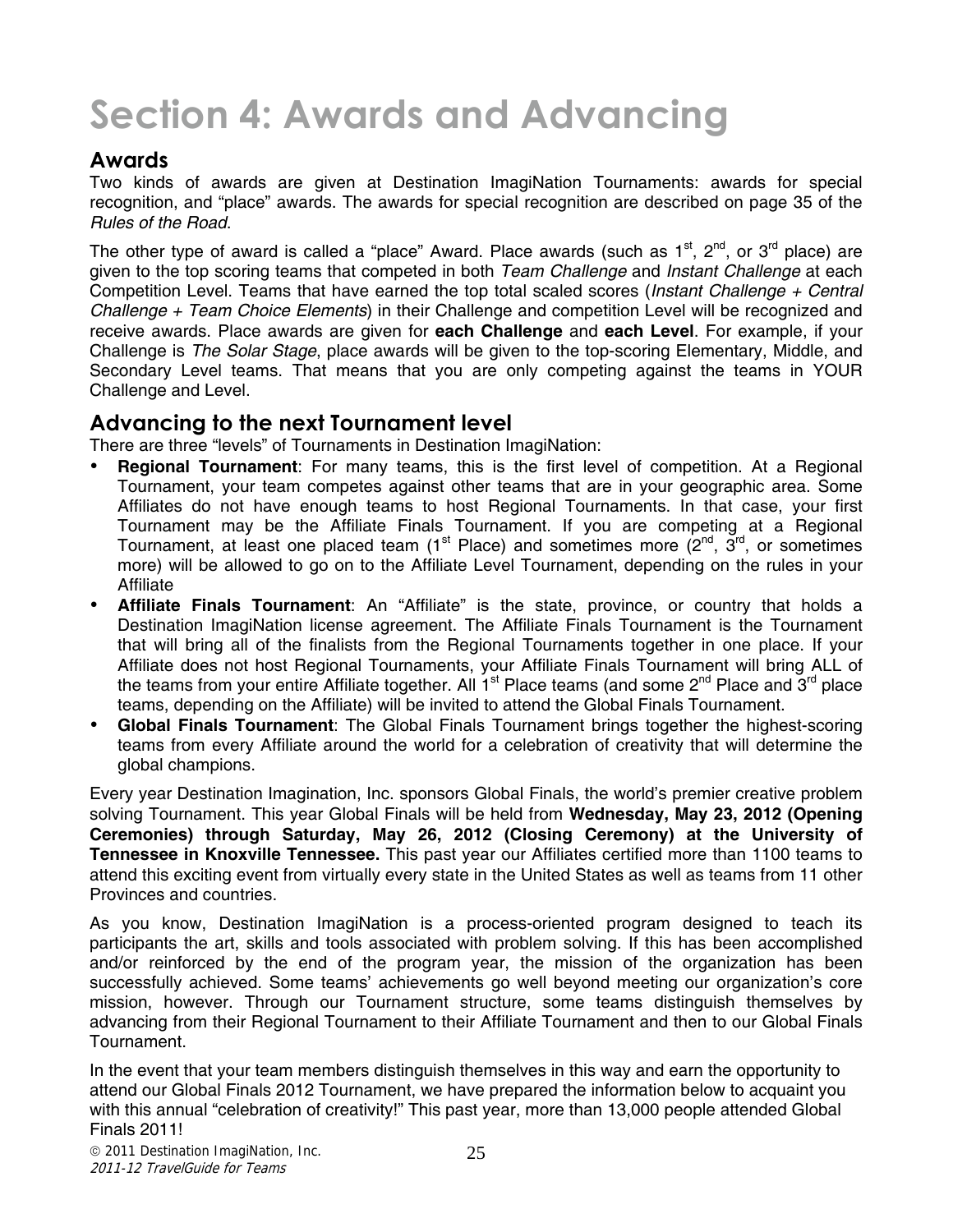# Section 4: Awards and Advancing

## Awards

Two kinds of awards are given at Destination ImagiNation Tournaments: awards for special recognition, and "place" awards. The awards for special recognition are described on page 35 of the *Rules of the Road*.

The other type of award is called a "place" Award. Place awards (such as 1st, 2nd, or 3rd place) are given to the top scoring teams that competed in both *Team Challenge* and *Instant Challenge* at each Competition Level. Teams that have earned the top total scaled scores (*Instant Challenge + Central Challenge + Team Choice Elements*) in their Challenge and competition Level will be recognized and receive awards. Place awards are given for **each Challenge** and **each Level**. For example, if your Challenge is *The Solar Stage*, place awards will be given to the top-scoring Elementary, Middle, and Secondary Level teams. That means that you are only competing against the teams in YOUR Challenge and Level.

## Advancing to the next Tournament level

There are three "levels" of Tournaments in Destination ImagiNation:

- **Regional Tournament**: For many teams, this is the first level of competition. At a Regional Tournament, your team competes against other teams that are in your geographic area. Some Affiliates do not have enough teams to host Regional Tournaments. In that case, your first Tournament may be the Affiliate Finals Tournament. If you are competing at a Regional Tournament, at least one placed team (1st Place) and sometimes more (2nd, 3rd, or sometimes more) will be allowed to go on to the Affiliate Level Tournament, depending on the rules in your Affiliate
- **Affiliate Finals Tournament**: An "Affiliate" is the state, province, or country that holds a Destination ImagiNation license agreement. The Affiliate Finals Tournament is the Tournament that will bring all of the finalists from the Regional Tournaments together in one place. If your Affiliate does not host Regional Tournaments, your Affiliate Finals Tournament will bring ALL of the teams from your entire Affiliate together. All 1st Place teams (and some 2nd Place and 3rd place teams, depending on the Affiliate) will be invited to attend the Global Finals Tournament.
- **Global Finals Tournament**: The Global Finals Tournament brings together the highest-scoring teams from every Affiliate around the world for a celebration of creativity that will determine the global champions.

Every year Destination Imagination, Inc. sponsors Global Finals, the world's premier creative problem solving Tournament. This year Global Finals will be held from **Wednesday, May 23, 2012 (Opening Ceremonies) through Saturday, May 26, 2012 (Closing Ceremony) at the University of Tennessee in Knoxville Tennessee.** This past year our Affiliates certified more than 1100 teams to attend this exciting event from virtually every state in the United States as well as teams from 11 other Provinces and countries.

As you know, Destination ImagiNation is a process-oriented program designed to teach its participants the art, skills and tools associated with problem solving. If this has been accomplished and/or reinforced by the end of the program year, the mission of the organization has been successfully achieved. Some teams' achievements go well beyond meeting our organization's core mission, however. Through our Tournament structure, some teams distinguish themselves by advancing from their Regional Tournament to their Affiliate Tournament and then to our Global Finals Tournament.

In the event that your team members distinguish themselves in this way and earn the opportunity to attend our Global Finals 2012 Tournament, we have prepared the information below to acquaint you with this annual "celebration of creativity!" This past year, more than 13,000 people attended Global Finals 2011!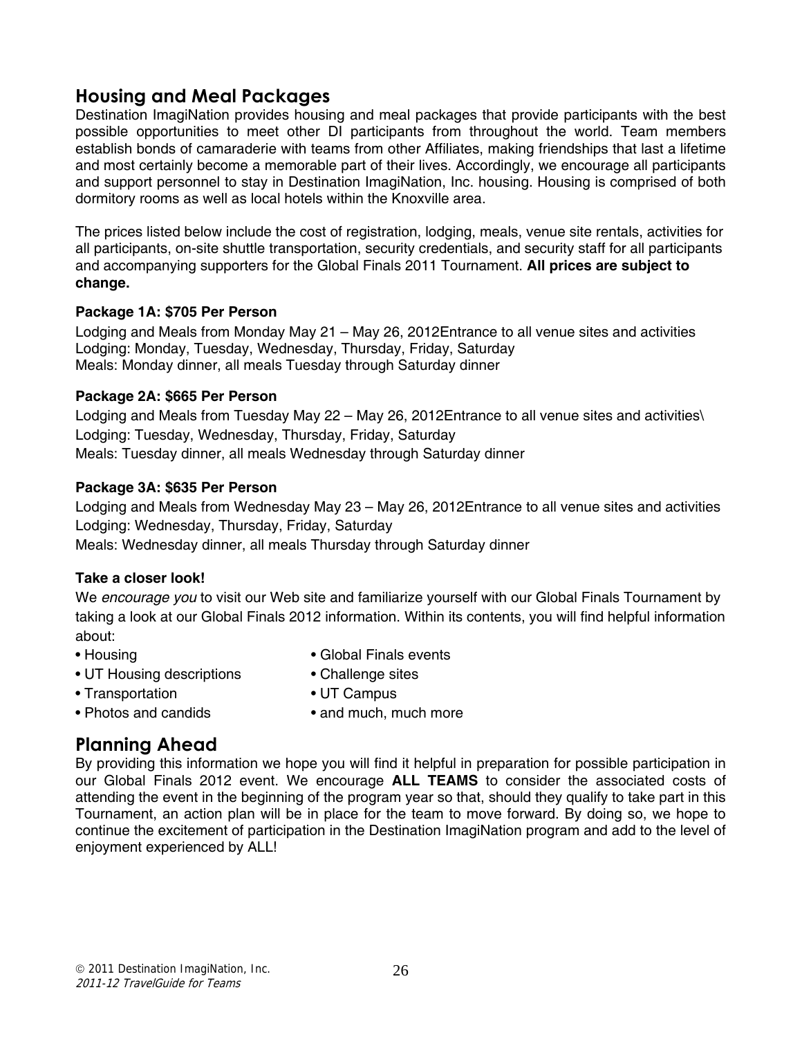## Housing and Meal Packages

Destination ImagiNation provides housing and meal packages that provide participants with the best possible opportunities to meet other DI participants from throughout the world. Team members establish bonds of camaraderie with teams from other Affiliates, making friendships that last a lifetime and most certainly become a memorable part of their lives. Accordingly, we encourage all participants and support personnel to stay in Destination ImagiNation, Inc. housing. Housing is comprised of both dormitory rooms as well as local hotels within the Knoxville area.

The prices listed below include the cost of registration, lodging, meals, venue site rentals, activities for all participants, on-site shuttle transportation, security credentials, and security staff for all participants and accompanying supporters for the Global Finals 2011 Tournament. **All prices are subject to change.**

**Package 1A: $705 Per Person**

Lodging and Meals from Monday May 21 – May 26, 2012Entrance to all venue sites and activities
Lodging: Monday, Tuesday, Wednesday, Thursday, Friday, Saturday
Meals: Monday dinner, all meals Tuesday through Saturday dinner

**Package 2A: $665 Per Person**

Lodging and Meals from Tuesday May 22 – May 26, 2012Entrance to all venue sites and activities\
Lodging: Tuesday, Wednesday, Thursday, Friday, Saturday
Meals: Tuesday dinner, all meals Wednesday through Saturday dinner

**Package 3A: $635 Per Person**

Lodging and Meals from Wednesday May 23 – May 26, 2012Entrance to all venue sites and activities
Lodging: Wednesday, Thursday, Friday, Saturday
Meals: Wednesday dinner, all meals Thursday through Saturday dinner

**Take a closer look!**

We *encourage you* to visit our Web site and familiarize yourself with our Global Finals Tournament by taking a look at our Global Finals 2012 information. Within its contents, you will find helpful information about:

- Housing
- UT Housing descriptions
- Transportation
- Photos and candids
- Global Finals events
- Challenge sites
- UT Campus
- and much, much more

## Planning Ahead

By providing this information we hope you will find it helpful in preparation for possible participation in our Global Finals 2012 event. We encourage **ALL TEAMS** to consider the associated costs of attending the event in the beginning of the program year so that, should they qualify to take part in this Tournament, an action plan will be in place for the team to move forward. By doing so, we hope to continue the excitement of participation in the Destination ImagiNation program and add to the level of enjoyment experienced by ALL!

© 2011 Destination ImagiNation, Inc.
*2011-12 TravelGuide for Teams*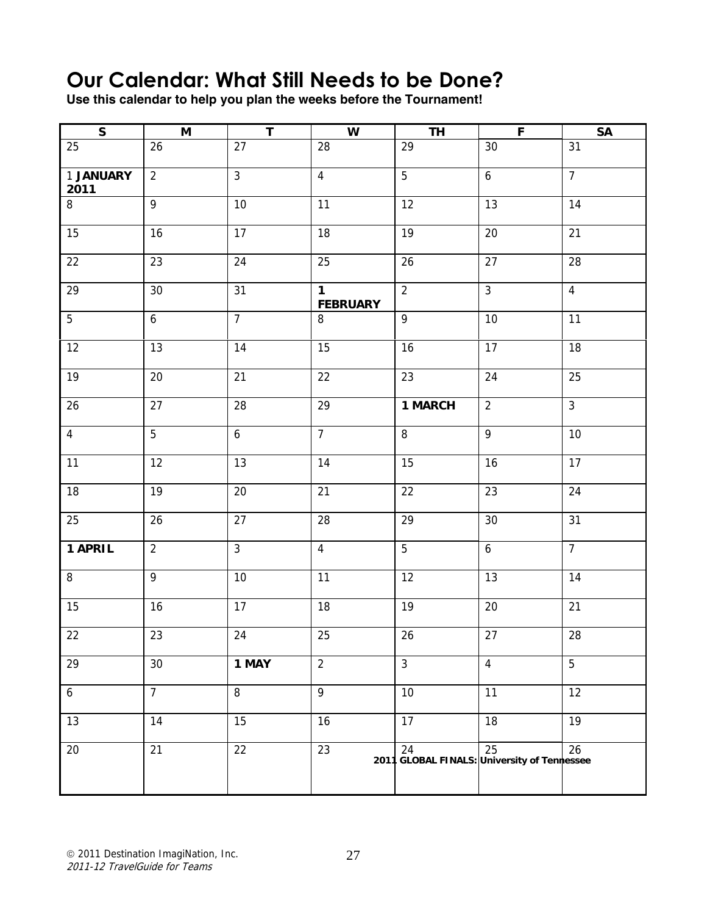# Our Calendar: What Still Needs to be Done?

**Use this calendar to help you plan the weeks before the Tournament!**

| S | M | T | W | TH | F | SA |
|---|---|---|---|---|---|---|
| 25 | 26 | 27 | 28 | 29 | 30 | 31 |
| 1 **JANUARY 2011** | 2 | 3 | 4 | 5 | 6 | 7 |
| 8 | 9 | 10 | 11 | 12 | 13 | 14 |
| 15 | 16 | 17 | 18 | 19 | 20 | 21 |
| 22 | 23 | 24 | 25 | 26 | 27 | 28 |
| 29 | 30 | 31 | **1 FEBRUARY** | 2 | 3 | 4 |
| 5 | 6 | 7 | 8 | 9 | 10 | 11 |
| 12 | 13 | 14 | 15 | 16 | 17 | 18 |
| 19 | 20 | 21 | 22 | 23 | 24 | 25 |
| 26 | 27 | 28 | 29 | **1 MARCH** | 2 | 3 |
| 4 | 5 | 6 | 7 | 8 | 9 | 10 |
| 11 | 12 | 13 | 14 | 15 | 16 | 17 |
| 18 | 19 | 20 | 21 | 22 | 23 | 24 |
| 25 | 26 | 27 | 28 | 29 | 30 | 31 |
| **1 APRIL** | 2 | 3 | 4 | 5 | 6 | 7 |
| 8 | 9 | 10 | 11 | 12 | 13 | 14 |
| 15 | 16 | 17 | 18 | 19 | 20 | 21 |
| 22 | 23 | 24 | 25 | 26 | 27 | 28 |
| 29 | 30 | **1 MAY** | 2 | 3 | 4 | 5 |
| 6 | 7 | 8 | 9 | 10 | 11 | 12 |
| 13 | 14 | 15 | 16 | 17 | 18 | 19 |
| 20 | 21 | 22 | 23 | 24 **2011 GLOBAL FINALS: University of Tennessee** | 25 | 26 |

© 2011 Destination ImagiNation, Inc.
*2011-12 TravelGuide for Teams*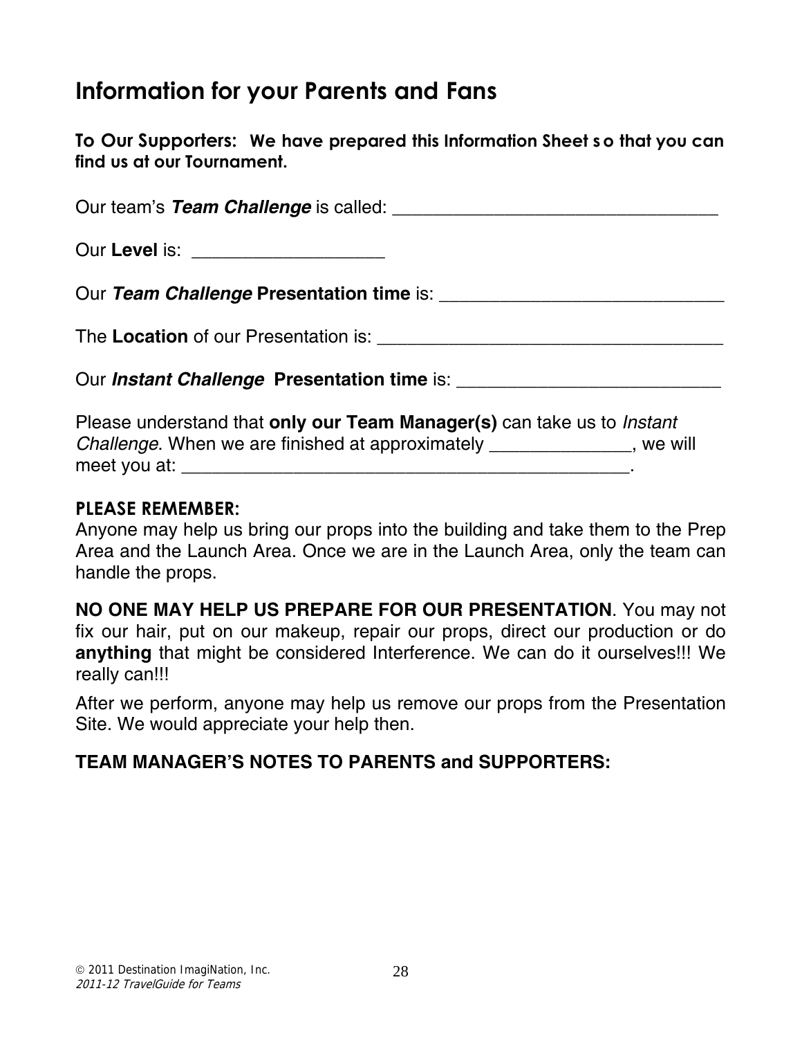# Information for your Parents and Fans

**To Our Supporters: We have prepared this Information Sheet so that you can find us at our Tournament.**

Our team's ***Team Challenge*** is called: ________________________________

Our **Level** is: ___________________

Our ***Team Challenge*** **Presentation time** is: ____________________________

The **Location** of our Presentation is: __________________________________

Our ***Instant Challenge*** **Presentation time** is: __________________________

Please understand that **only our Team Manager(s)** can take us to *Instant Challenge*. When we are finished at approximately ______________, we will meet you at: ____________________________________________.

**PLEASE REMEMBER:**

Anyone may help us bring our props into the building and take them to the Prep Area and the Launch Area. Once we are in the Launch Area, only the team can handle the props.

**NO ONE MAY HELP US PREPARE FOR OUR PRESENTATION**. You may not fix our hair, put on our makeup, repair our props, direct our production or do **anything** that might be considered Interference. We can do it ourselves!!! We really can!!!

After we perform, anyone may help us remove our props from the Presentation Site. We would appreciate your help then.

**TEAM MANAGER'S NOTES TO PARENTS and SUPPORTERS:**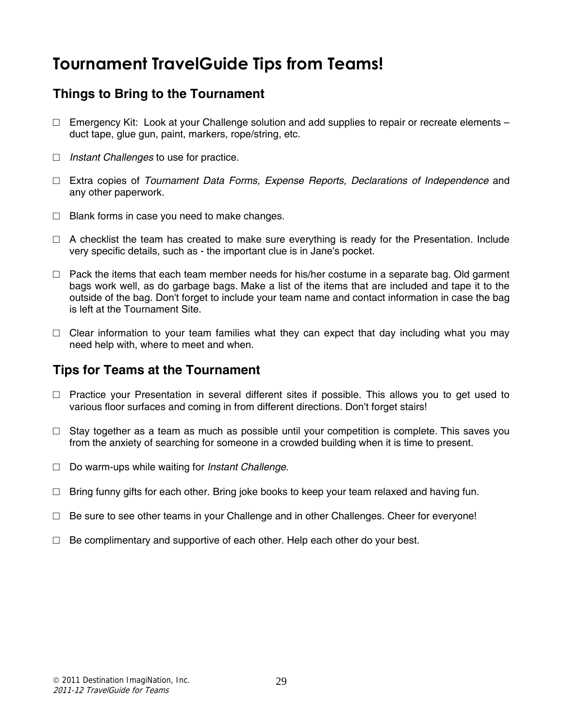# Tournament TravelGuide Tips from Teams!

## Things to Bring to the Tournament

- ☐ Emergency Kit: Look at your Challenge solution and add supplies to repair or recreate elements – duct tape, glue gun, paint, markers, rope/string, etc.
- ☐ *Instant Challenges* to use for practice.
- ☐ Extra copies of *Tournament Data Forms, Expense Reports, Declarations of Independence* and any other paperwork.
- ☐ Blank forms in case you need to make changes.
- ☐ A checklist the team has created to make sure everything is ready for the Presentation. Include very specific details, such as - the important clue is in Jane's pocket.
- ☐ Pack the items that each team member needs for his/her costume in a separate bag. Old garment bags work well, as do garbage bags. Make a list of the items that are included and tape it to the outside of the bag. Don't forget to include your team name and contact information in case the bag is left at the Tournament Site.
- ☐ Clear information to your team families what they can expect that day including what you may need help with, where to meet and when.

## Tips for Teams at the Tournament

- ☐ Practice your Presentation in several different sites if possible. This allows you to get used to various floor surfaces and coming in from different directions. Don't forget stairs!
- ☐ Stay together as a team as much as possible until your competition is complete. This saves you from the anxiety of searching for someone in a crowded building when it is time to present.
- ☐ Do warm-ups while waiting for *Instant Challenge*.
- ☐ Bring funny gifts for each other. Bring joke books to keep your team relaxed and having fun.
- ☐ Be sure to see other teams in your Challenge and in other Challenges. Cheer for everyone!
- ☐ Be complimentary and supportive of each other. Help each other do your best.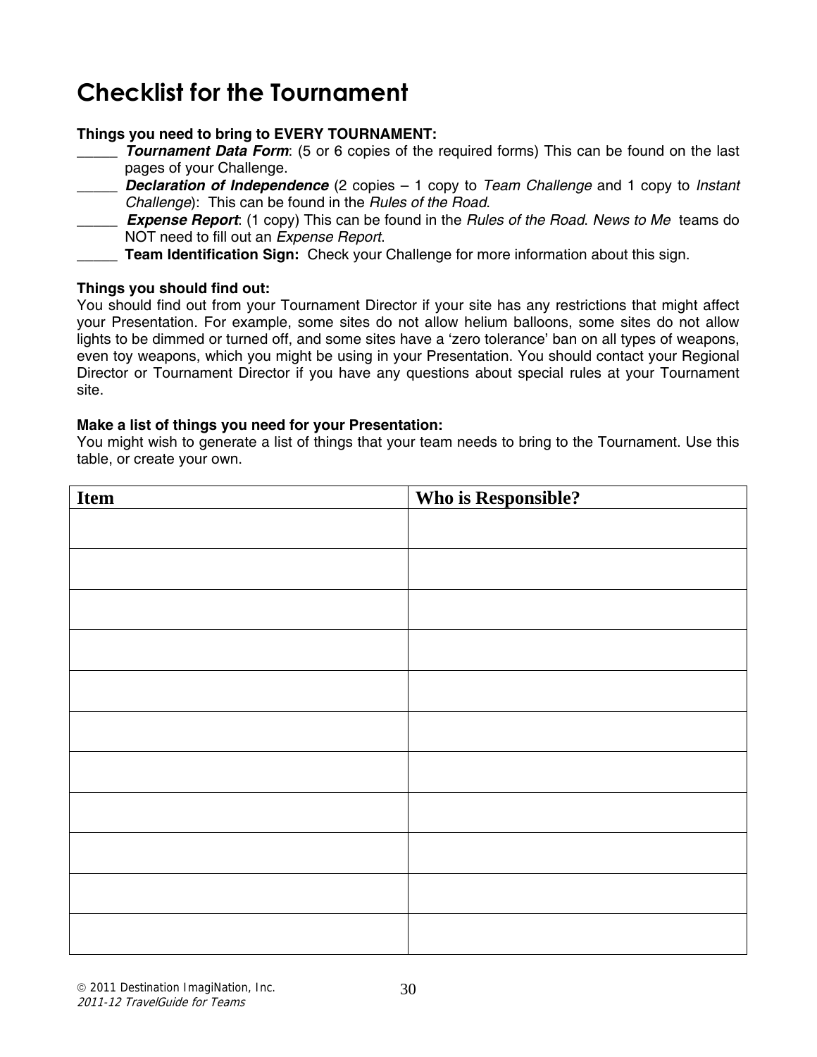# Checklist for the Tournament

**Things you need to bring to EVERY TOURNAMENT:**

_____ ***Tournament Data Form***: (5 or 6 copies of the required forms) This can be found on the last pages of your Challenge.

_____ ***Declaration of Independence*** (2 copies – 1 copy to *Team Challenge* and 1 copy to *Instant Challenge*): This can be found in the *Rules of the Road*.

_____ ***Expense Report***: (1 copy) This can be found in the *Rules of the Road*. *News to Me* teams do NOT need to fill out an *Expense Report*.

_____ **Team Identification Sign:** Check your Challenge for more information about this sign.

**Things you should find out:**

You should find out from your Tournament Director if your site has any restrictions that might affect your Presentation. For example, some sites do not allow helium balloons, some sites do not allow lights to be dimmed or turned off, and some sites have a 'zero tolerance' ban on all types of weapons, even toy weapons, which you might be using in your Presentation. You should contact your Regional Director or Tournament Director if you have any questions about special rules at your Tournament site.

**Make a list of things you need for your Presentation:**

You might wish to generate a list of things that your team needs to bring to the Tournament. Use this table, or create your own.

| Item | Who is Responsible? |
|---|---|
| | |
| | |
| | |
| | |
| | |
| | |
| | |
| | |
| | |
| | |
| | |

© 2011 Destination ImagiNation, Inc.
*2011-12 TravelGuide for Teams*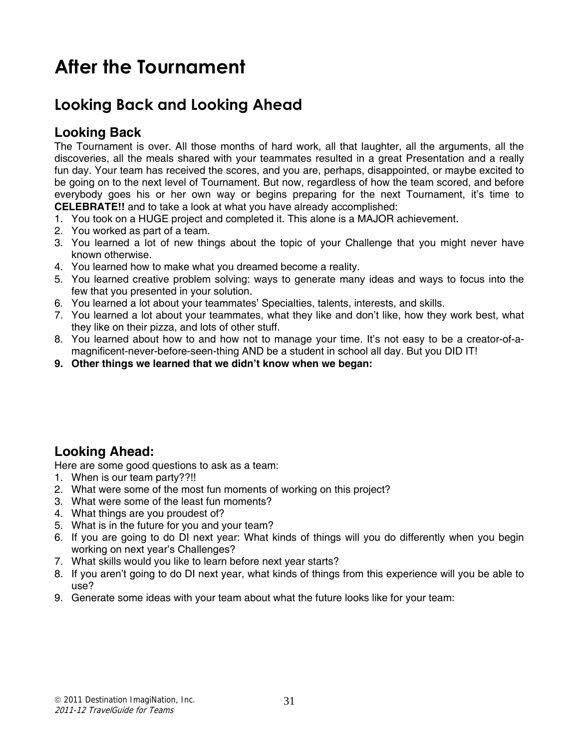# After the Tournament

## Looking Back and Looking Ahead

### Looking Back

The Tournament is over. All those months of hard work, all that laughter, all the arguments, all the discoveries, all the meals shared with your teammates resulted in a great Presentation and a really fun day. Your team has received the scores, and you are, perhaps, disappointed, or maybe excited to be going on to the next level of Tournament. But now, regardless of how the team scored, and before everybody goes his or her own way or begins preparing for the next Tournament, it's time to **CELEBRATE!!** and to take a look at what you have already accomplished:

1. You took on a HUGE project and completed it. This alone is a MAJOR achievement.
2. You worked as part of a team.
3. You learned a lot of new things about the topic of your Challenge that you might never have known otherwise.
4. You learned how to make what you dreamed become a reality.
5. You learned creative problem solving: ways to generate many ideas and ways to focus into the few that you presented in your solution.
6. You learned a lot about your teammates' Specialties, talents, interests, and skills.
7. You learned a lot about your teammates, what they like and don't like, how they work best, what they like on their pizza, and lots of other stuff.
8. You learned about how to and how not to manage your time. It's not easy to be a creator-of-a-magnificent-never-before-seen-thing AND be a student in school all day. But you DID IT!
9. **Other things we learned that we didn't know when we began:**

### Looking Ahead:

Here are some good questions to ask as a team:

1. When is our team party??!!
2. What were some of the most fun moments of working on this project?
3. What were some of the least fun moments?
4. What things are you proudest of?
5. What is in the future for you and your team?
6. If you are going to do DI next year: What kinds of things will you do differently when you begin working on next year's Challenges?
7. What skills would you like to learn before next year starts?
8. If you aren't going to do DI next year, what kinds of things from this experience will you be able to use?
9. Generate some ideas with your team about what the future looks like for your team: